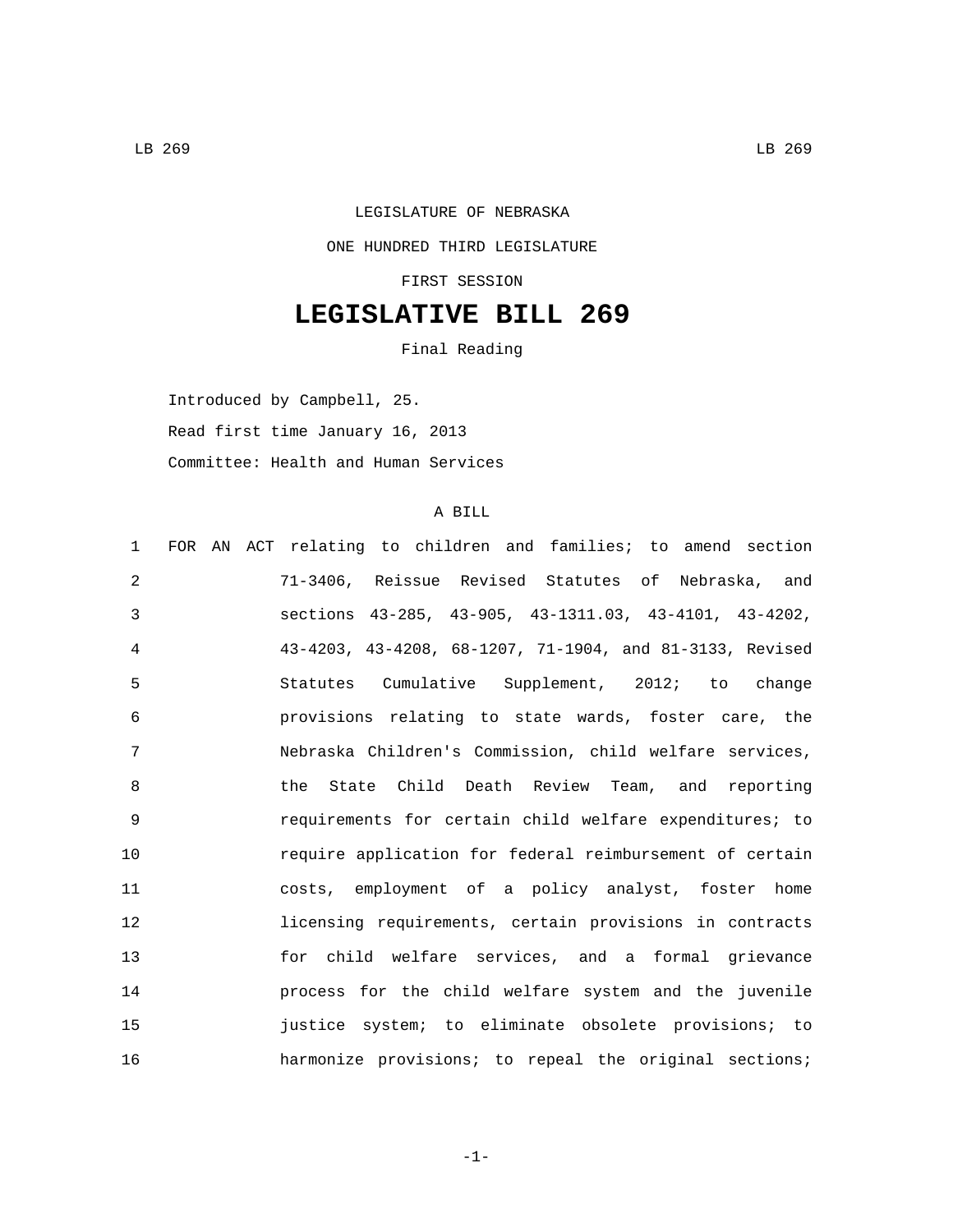LEGISLATURE OF NEBRASKA

ONE HUNDRED THIRD LEGISLATURE

FIRST SESSION

# LEGISLATIVE BILL 269

Final Reading

Introduced by Campbell, 25.

Read first time January 16, 2013

Committee: Health and Human Services

A BILL

1 FOR AN ACT relating to children and families; to amend section
2 71-3406, Reissue Revised Statutes of Nebraska, and
3 sections 43-285, 43-905, 43-1311.03, 43-4101, 43-4202,
4 43-4203, 43-4208, 68-1207, 71-1904, and 81-3133, Revised
5 Statutes Cumulative Supplement, 2012; to change
6 provisions relating to state wards, foster care, the
7 Nebraska Children's Commission, child welfare services,
8 the State Child Death Review Team, and reporting
9 requirements for certain child welfare expenditures; to
10 require application for federal reimbursement of certain
11 costs, employment of a policy analyst, foster home
12 licensing requirements, certain provisions in contracts
13 for child welfare services, and a formal grievance
14 process for the child welfare system and the juvenile
15 justice system; to eliminate obsolete provisions; to
16 harmonize provisions; to repeal the original sections;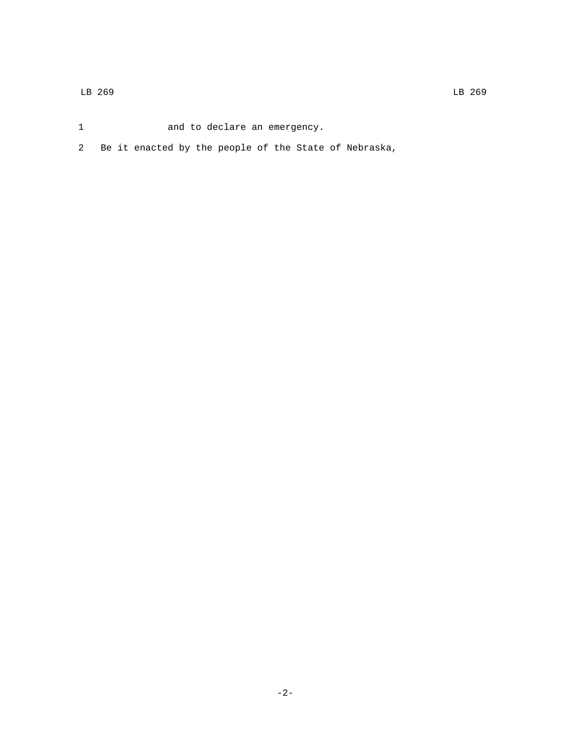and to declare an emergency.

Be it enacted by the people of the State of Nebraska,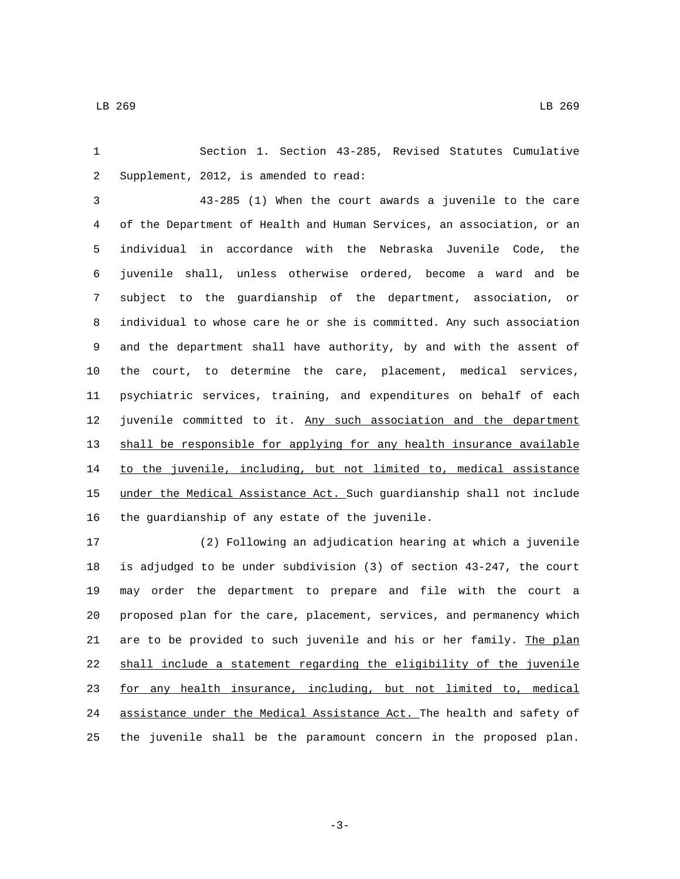Section 1. Section 43-285, Revised Statutes Cumulative Supplement, 2012, is amended to read:

43-285 (1) When the court awards a juvenile to the care of the Department of Health and Human Services, an association, or an individual in accordance with the Nebraska Juvenile Code, the juvenile shall, unless otherwise ordered, become a ward and be subject to the guardianship of the department, association, or individual to whose care he or she is committed. Any such association and the department shall have authority, by and with the assent of the court, to determine the care, placement, medical services, psychiatric services, training, and expenditures on behalf of each juvenile committed to it. <u>Any such association and the department shall be responsible for applying for any health insurance available to the juvenile, including, but not limited to, medical assistance under the Medical Assistance Act.</u> Such guardianship shall not include the guardianship of any estate of the juvenile.

(2) Following an adjudication hearing at which a juvenile is adjudged to be under subdivision (3) of section 43-247, the court may order the department to prepare and file with the court a proposed plan for the care, placement, services, and permanency which are to be provided to such juvenile and his or her family. <u>The plan shall include a statement regarding the eligibility of the juvenile for any health insurance, including, but not limited to, medical assistance under the Medical Assistance Act.</u> The health and safety of the juvenile shall be the paramount concern in the proposed plan.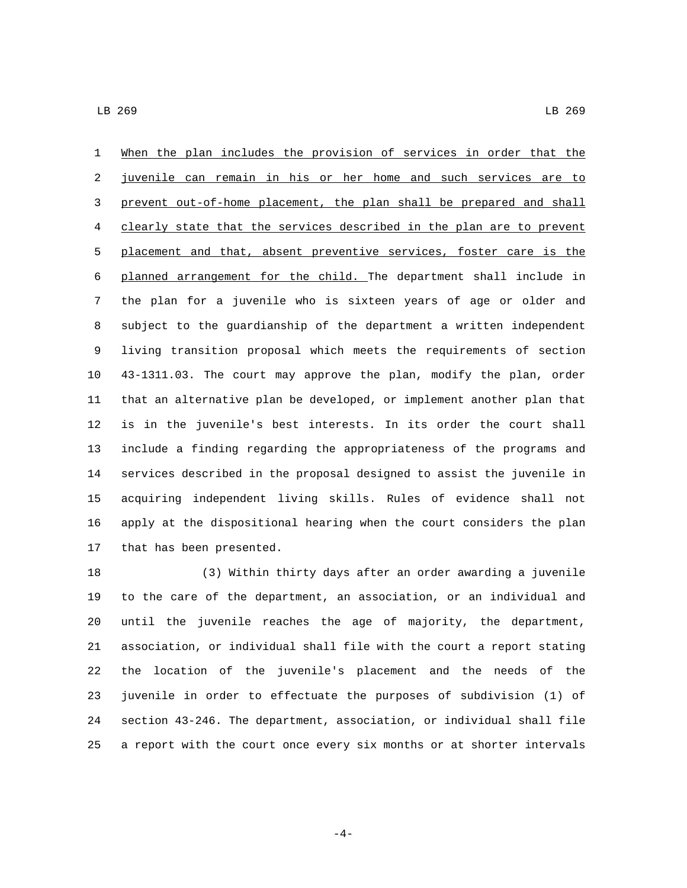When the plan includes the provision of services in order that the juvenile can remain in his or her home and such services are to prevent out-of-home placement, the plan shall be prepared and shall clearly state that the services described in the plan are to prevent placement and that, absent preventive services, foster care is the planned arrangement for the child. The department shall include in the plan for a juvenile who is sixteen years of age or older and subject to the guardianship of the department a written independent living transition proposal which meets the requirements of section 43-1311.03. The court may approve the plan, modify the plan, order that an alternative plan be developed, or implement another plan that is in the juvenile's best interests. In its order the court shall include a finding regarding the appropriateness of the programs and services described in the proposal designed to assist the juvenile in acquiring independent living skills. Rules of evidence shall not apply at the dispositional hearing when the court considers the plan that has been presented.

(3) Within thirty days after an order awarding a juvenile to the care of the department, an association, or an individual and until the juvenile reaches the age of majority, the department, association, or individual shall file with the court a report stating the location of the juvenile's placement and the needs of the juvenile in order to effectuate the purposes of subdivision (1) of section 43-246. The department, association, or individual shall file a report with the court once every six months or at shorter intervals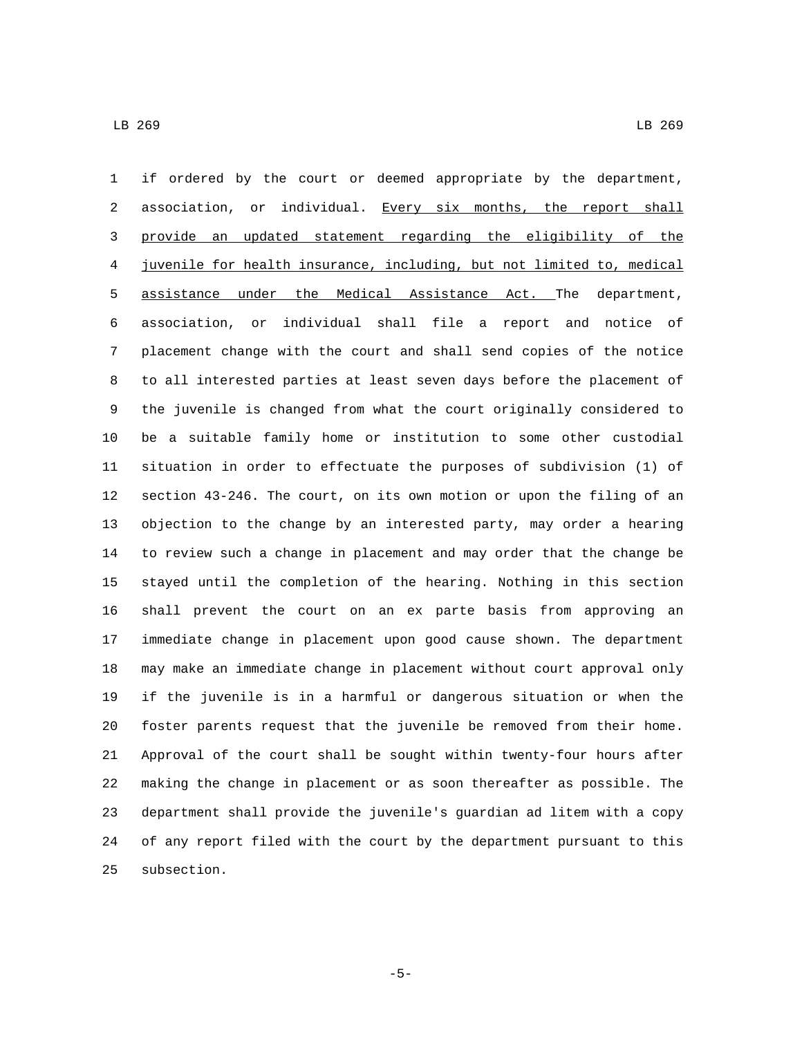if ordered by the court or deemed appropriate by the department, association, or individual. <u>Every six months, the report shall provide an updated statement regarding the eligibility of the juvenile for health insurance, including, but not limited to, medical assistance under the Medical Assistance Act.</u> The department, association, or individual shall file a report and notice of placement change with the court and shall send copies of the notice to all interested parties at least seven days before the placement of the juvenile is changed from what the court originally considered to be a suitable family home or institution to some other custodial situation in order to effectuate the purposes of subdivision (1) of section 43-246. The court, on its own motion or upon the filing of an objection to the change by an interested party, may order a hearing to review such a change in placement and may order that the change be stayed until the completion of the hearing. Nothing in this section shall prevent the court on an ex parte basis from approving an immediate change in placement upon good cause shown. The department may make an immediate change in placement without court approval only if the juvenile is in a harmful or dangerous situation or when the foster parents request that the juvenile be removed from their home. Approval of the court shall be sought within twenty-four hours after making the change in placement or as soon thereafter as possible. The department shall provide the juvenile's guardian ad litem with a copy of any report filed with the court by the department pursuant to this subsection.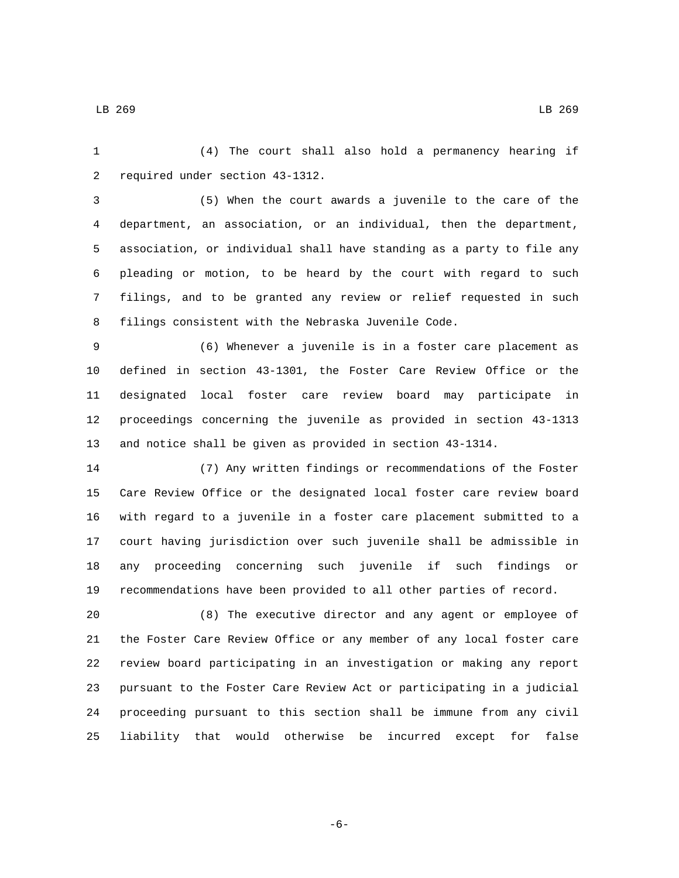(4) The court shall also hold a permanency hearing if required under section 43-1312.

(5) When the court awards a juvenile to the care of the department, an association, or an individual, then the department, association, or individual shall have standing as a party to file any pleading or motion, to be heard by the court with regard to such filings, and to be granted any review or relief requested in such filings consistent with the Nebraska Juvenile Code.

(6) Whenever a juvenile is in a foster care placement as defined in section 43-1301, the Foster Care Review Office or the designated local foster care review board may participate in proceedings concerning the juvenile as provided in section 43-1313 and notice shall be given as provided in section 43-1314.

(7) Any written findings or recommendations of the Foster Care Review Office or the designated local foster care review board with regard to a juvenile in a foster care placement submitted to a court having jurisdiction over such juvenile shall be admissible in any proceeding concerning such juvenile if such findings or recommendations have been provided to all other parties of record.

(8) The executive director and any agent or employee of the Foster Care Review Office or any member of any local foster care review board participating in an investigation or making any report pursuant to the Foster Care Review Act or participating in a judicial proceeding pursuant to this section shall be immune from any civil liability that would otherwise be incurred except for false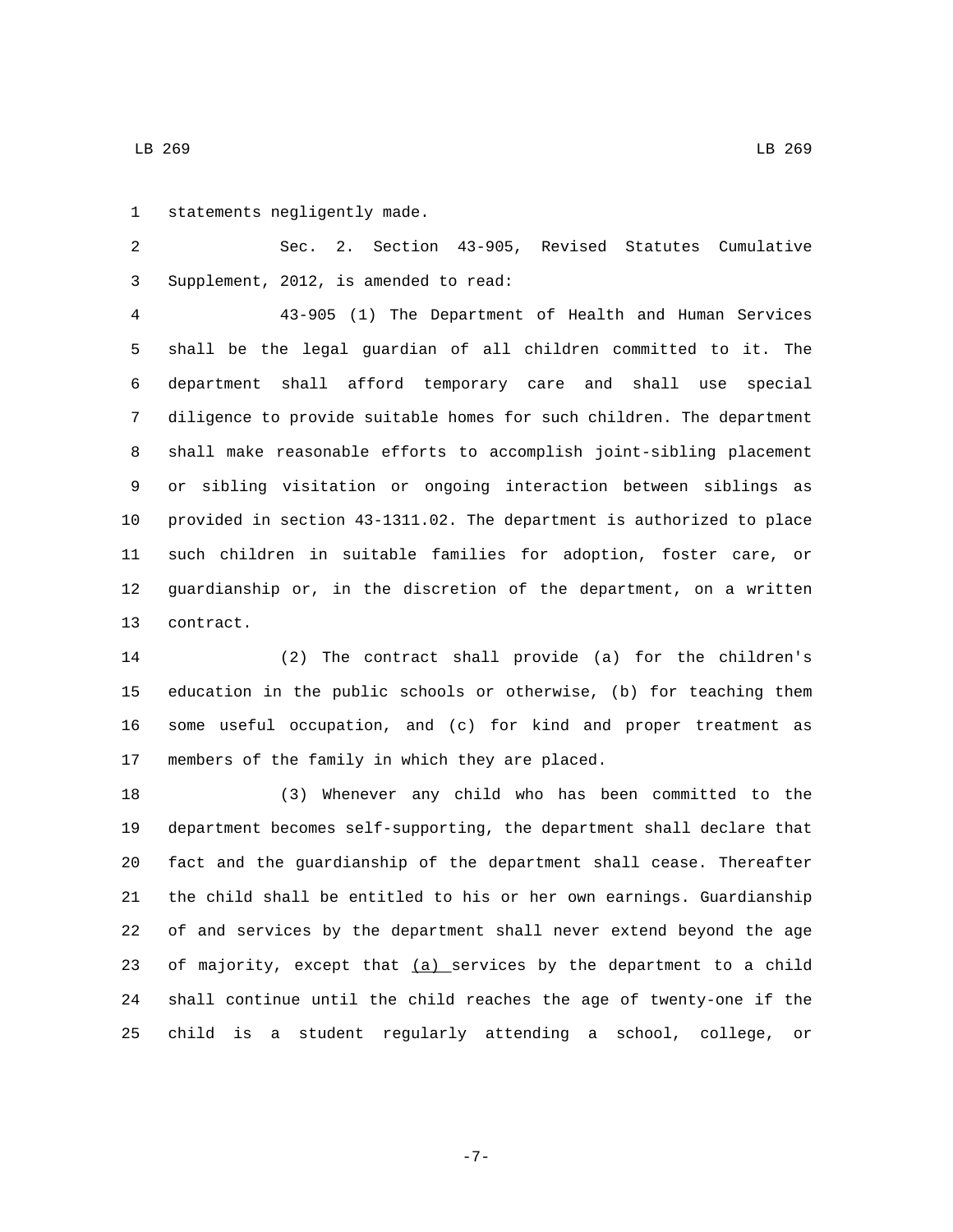statements negligently made.

Sec. 2. Section 43-905, Revised Statutes Cumulative Supplement, 2012, is amended to read:

43-905 (1) The Department of Health and Human Services shall be the legal guardian of all children committed to it. The department shall afford temporary care and shall use special diligence to provide suitable homes for such children. The department shall make reasonable efforts to accomplish joint-sibling placement or sibling visitation or ongoing interaction between siblings as provided in section 43-1311.02. The department is authorized to place such children in suitable families for adoption, foster care, or guardianship or, in the discretion of the department, on a written contract.

(2) The contract shall provide (a) for the children's education in the public schools or otherwise, (b) for teaching them some useful occupation, and (c) for kind and proper treatment as members of the family in which they are placed.

(3) Whenever any child who has been committed to the department becomes self-supporting, the department shall declare that fact and the guardianship of the department shall cease. Thereafter the child shall be entitled to his or her own earnings. Guardianship of and services by the department shall never extend beyond the age of majority, except that <u>(a)</u> services by the department to a child shall continue until the child reaches the age of twenty-one if the child is a student regularly attending a school, college, or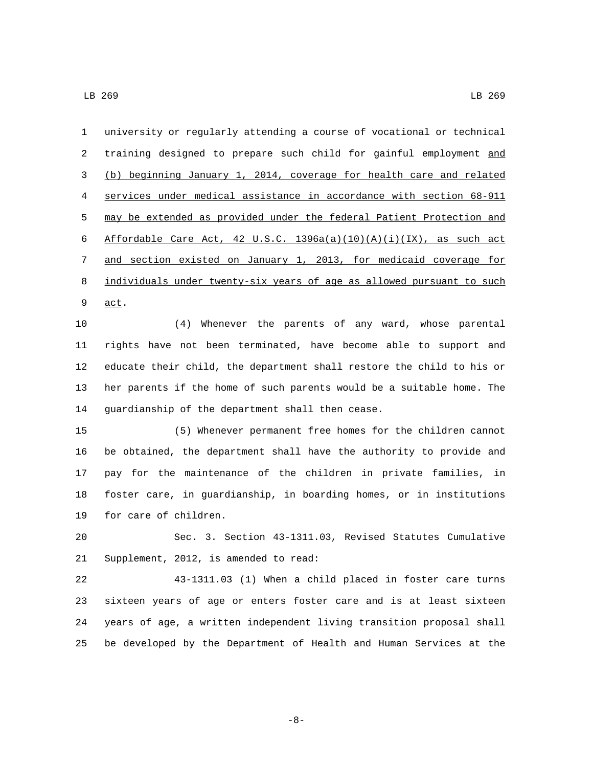university or regularly attending a course of vocational or technical training designed to prepare such child for gainful employment <u>and (b) beginning January 1, 2014, coverage for health care and related services under medical assistance in accordance with section 68-911 may be extended as provided under the federal Patient Protection and Affordable Care Act, 42 U.S.C. 1396a(a)(10)(A)(i)(IX), as such act and section existed on January 1, 2013, for medicaid coverage for individuals under twenty-six years of age as allowed pursuant to such act</u>.

(4) Whenever the parents of any ward, whose parental rights have not been terminated, have become able to support and educate their child, the department shall restore the child to his or her parents if the home of such parents would be a suitable home. The guardianship of the department shall then cease.

(5) Whenever permanent free homes for the children cannot be obtained, the department shall have the authority to provide and pay for the maintenance of the children in private families, in foster care, in guardianship, in boarding homes, or in institutions for care of children.

Sec. 3. Section 43-1311.03, Revised Statutes Cumulative Supplement, 2012, is amended to read:

43-1311.03 (1) When a child placed in foster care turns sixteen years of age or enters foster care and is at least sixteen years of age, a written independent living transition proposal shall be developed by the Department of Health and Human Services at the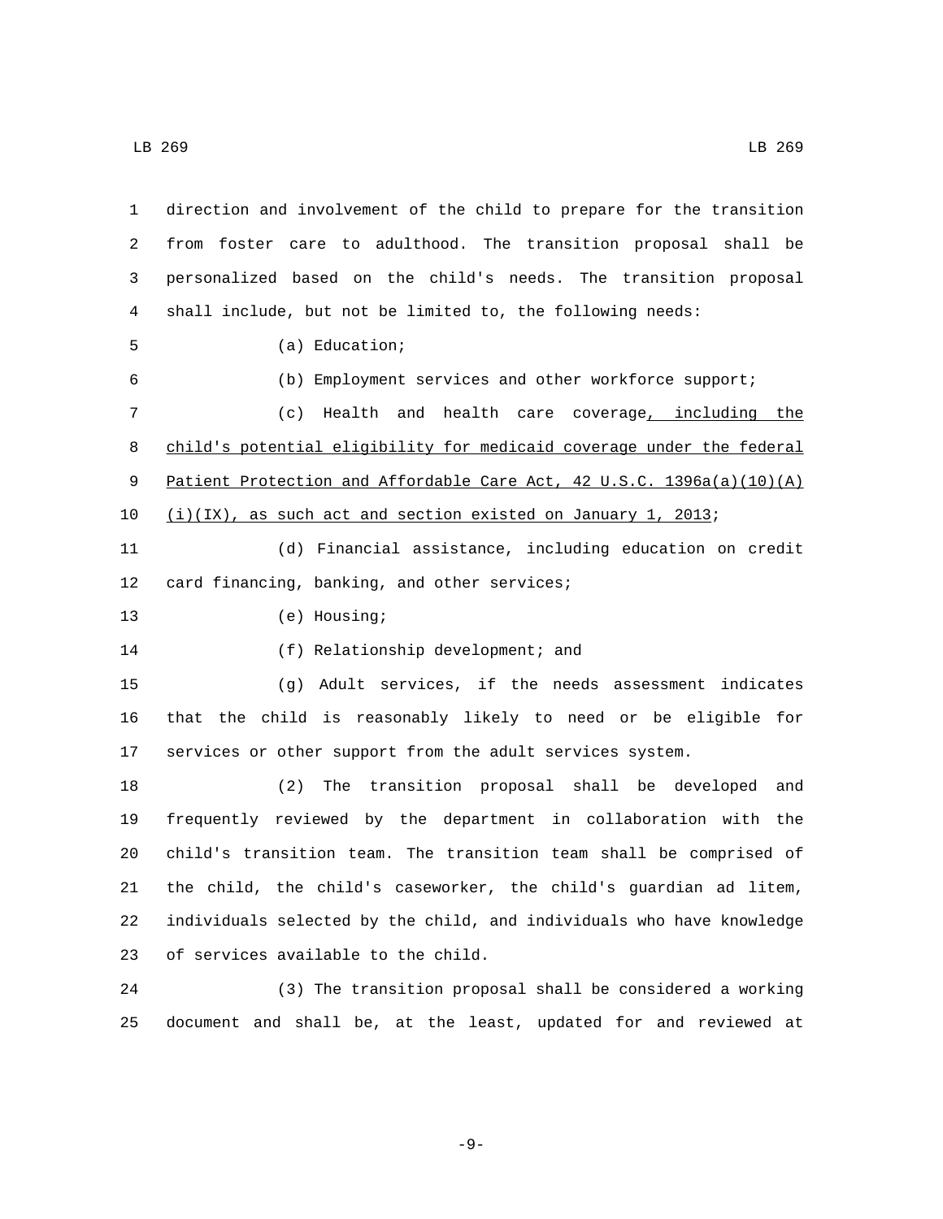direction and involvement of the child to prepare for the transition from foster care to adulthood. The transition proposal shall be personalized based on the child's needs. The transition proposal shall include, but not be limited to, the following needs:

(a) Education;

(b) Employment services and other workforce support;

(c) Health and health care coverage, including the child's potential eligibility for medicaid coverage under the federal Patient Protection and Affordable Care Act, 42 U.S.C. 1396a(a)(10)(A)(i)(IX), as such act and section existed on January 1, 2013;

(d) Financial assistance, including education on credit card financing, banking, and other services;

(e) Housing;

(f) Relationship development; and

(g) Adult services, if the needs assessment indicates that the child is reasonably likely to need or be eligible for services or other support from the adult services system.

(2) The transition proposal shall be developed and frequently reviewed by the department in collaboration with the child's transition team. The transition team shall be comprised of the child, the child's caseworker, the child's guardian ad litem, individuals selected by the child, and individuals who have knowledge of services available to the child.

(3) The transition proposal shall be considered a working document and shall be, at the least, updated for and reviewed at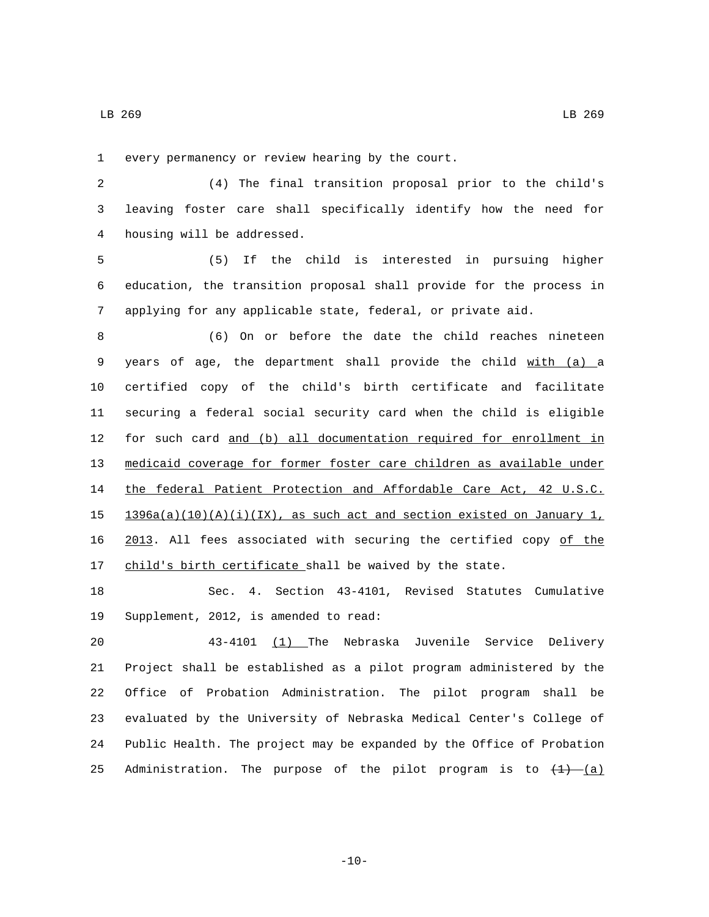every permanency or review hearing by the court.

(4) The final transition proposal prior to the child's leaving foster care shall specifically identify how the need for housing will be addressed.

(5) If the child is interested in pursuing higher education, the transition proposal shall provide for the process in applying for any applicable state, federal, or private aid.

(6) On or before the date the child reaches nineteen years of age, the department shall provide the child with (a) a certified copy of the child's birth certificate and facilitate securing a federal social security card when the child is eligible for such card and (b) all documentation required for enrollment in medicaid coverage for former foster care children as available under the federal Patient Protection and Affordable Care Act, 42 U.S.C. 1396a(a)(10)(A)(i)(IX), as such act and section existed on January 1, 2013. All fees associated with securing the certified copy of the child's birth certificate shall be waived by the state.

Sec. 4. Section 43-4101, Revised Statutes Cumulative Supplement, 2012, is amended to read:

43-4101 (1) The Nebraska Juvenile Service Delivery Project shall be established as a pilot program administered by the Office of Probation Administration. The pilot program shall be evaluated by the University of Nebraska Medical Center's College of Public Health. The project may be expanded by the Office of Probation Administration. The purpose of the pilot program is to ~~(1)~~ (a)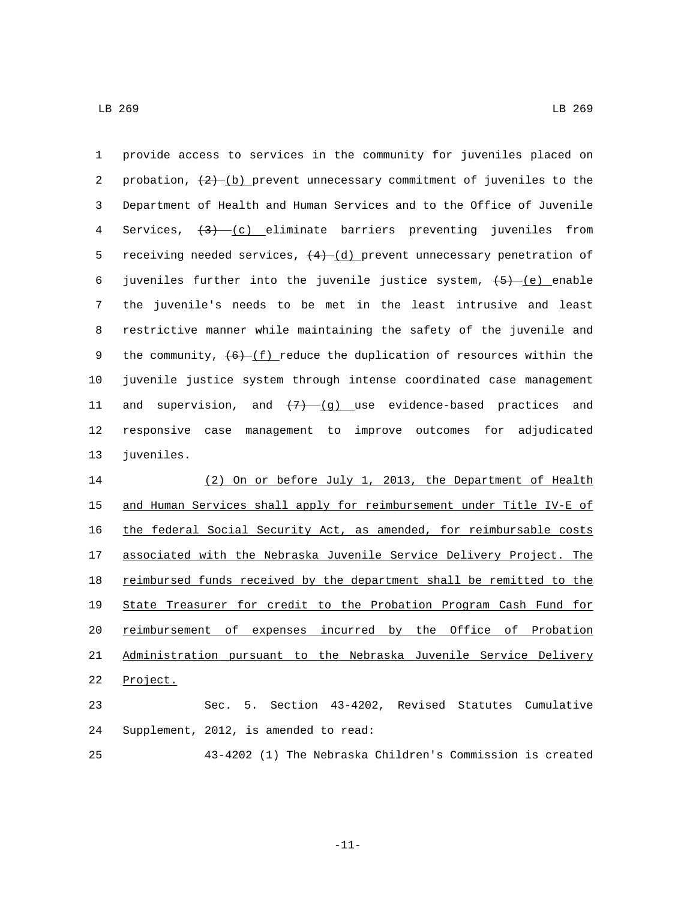provide access to services in the community for juveniles placed on probation, ~~(2)~~ (b) prevent unnecessary commitment of juveniles to the Department of Health and Human Services and to the Office of Juvenile Services, ~~(3)~~ (c) eliminate barriers preventing juveniles from receiving needed services, ~~(4)~~ (d) prevent unnecessary penetration of juveniles further into the juvenile justice system, ~~(5)~~ (e) enable the juvenile's needs to be met in the least intrusive and least restrictive manner while maintaining the safety of the juvenile and the community, ~~(6)~~ (f) reduce the duplication of resources within the juvenile justice system through intense coordinated case management and supervision, and ~~(7)~~ (g) use evidence-based practices and responsive case management to improve outcomes for adjudicated juveniles.

(2) On or before July 1, 2013, the Department of Health and Human Services shall apply for reimbursement under Title IV-E of the federal Social Security Act, as amended, for reimbursable costs associated with the Nebraska Juvenile Service Delivery Project. The reimbursed funds received by the department shall be remitted to the State Treasurer for credit to the Probation Program Cash Fund for reimbursement of expenses incurred by the Office of Probation Administration pursuant to the Nebraska Juvenile Service Delivery Project.

Sec. 5. Section 43-4202, Revised Statutes Cumulative Supplement, 2012, is amended to read:

43-4202 (1) The Nebraska Children's Commission is created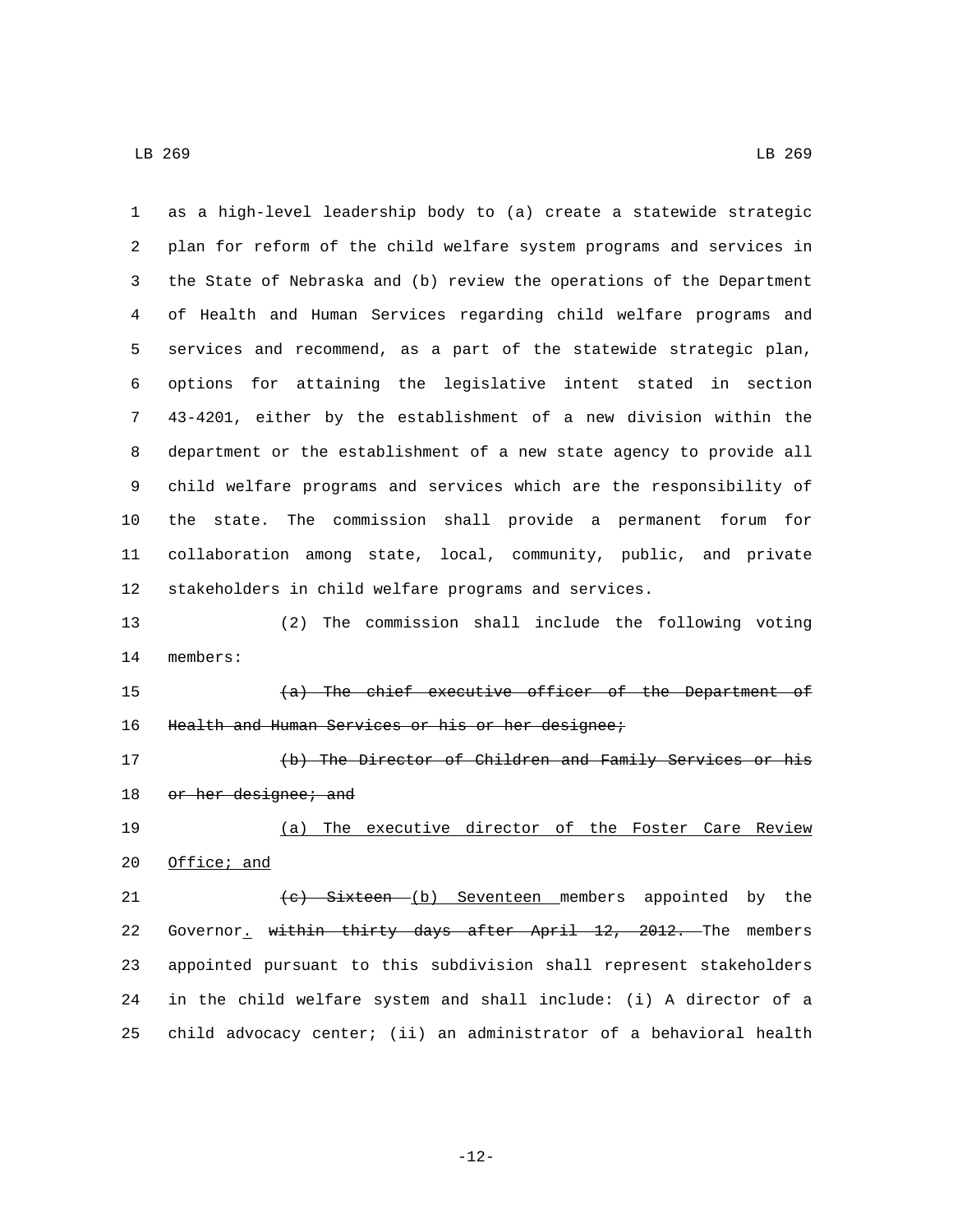as a high-level leadership body to (a) create a statewide strategic plan for reform of the child welfare system programs and services in the State of Nebraska and (b) review the operations of the Department of Health and Human Services regarding child welfare programs and services and recommend, as a part of the statewide strategic plan, options for attaining the legislative intent stated in section 43-4201, either by the establishment of a new division within the department or the establishment of a new state agency to provide all child welfare programs and services which are the responsibility of the state. The commission shall provide a permanent forum for collaboration among state, local, community, public, and private stakeholders in child welfare programs and services.

(2) The commission shall include the following voting members:

~~(a) The chief executive officer of the Department of Health and Human Services or his or her designee;~~

~~(b) The Director of Children and Family Services or his or her designee; and~~

<u>(a) The executive director of the Foster Care Review Office; and</u>

~~(c) Sixteen~~ <u>(b) Seventeen</u> members appointed by the Governor<u>.</u> ~~within thirty days after April 12, 2012.~~ The members appointed pursuant to this subdivision shall represent stakeholders in the child welfare system and shall include: (i) A director of a child advocacy center; (ii) an administrator of a behavioral health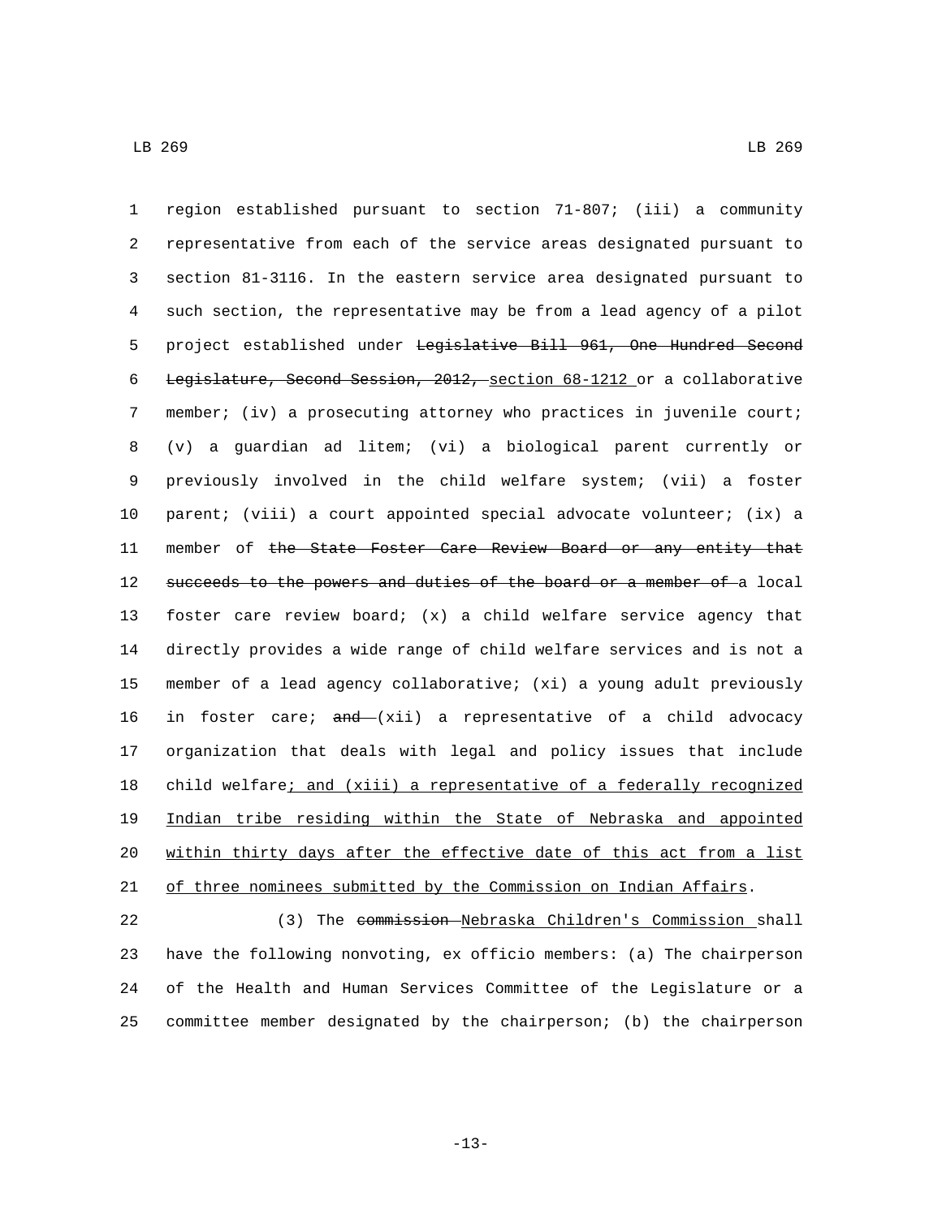region established pursuant to section 71-807; (iii) a community representative from each of the service areas designated pursuant to section 81-3116. In the eastern service area designated pursuant to such section, the representative may be from a lead agency of a pilot project established under ~~Legislative Bill 961, One Hundred Second Legislature, Second Session, 2012,~~ <u>section 68-1212</u> or a collaborative member; (iv) a prosecuting attorney who practices in juvenile court; (v) a guardian ad litem; (vi) a biological parent currently or previously involved in the child welfare system; (vii) a foster parent; (viii) a court appointed special advocate volunteer; (ix) a member of ~~the State Foster Care Review Board or any entity that succeeds to the powers and duties of the board or a member of~~ a local foster care review board; (x) a child welfare service agency that directly provides a wide range of child welfare services and is not a member of a lead agency collaborative; (xi) a young adult previously in foster care; ~~and~~ (xii) a representative of a child advocacy organization that deals with legal and policy issues that include child welfare<u>; and (xiii) a representative of a federally recognized Indian tribe residing within the State of Nebraska and appointed within thirty days after the effective date of this act from a list of three nominees submitted by the Commission on Indian Affairs</u>.

(3) The ~~commission~~ <u>Nebraska Children's Commission</u> shall have the following nonvoting, ex officio members: (a) The chairperson of the Health and Human Services Committee of the Legislature or a committee member designated by the chairperson; (b) the chairperson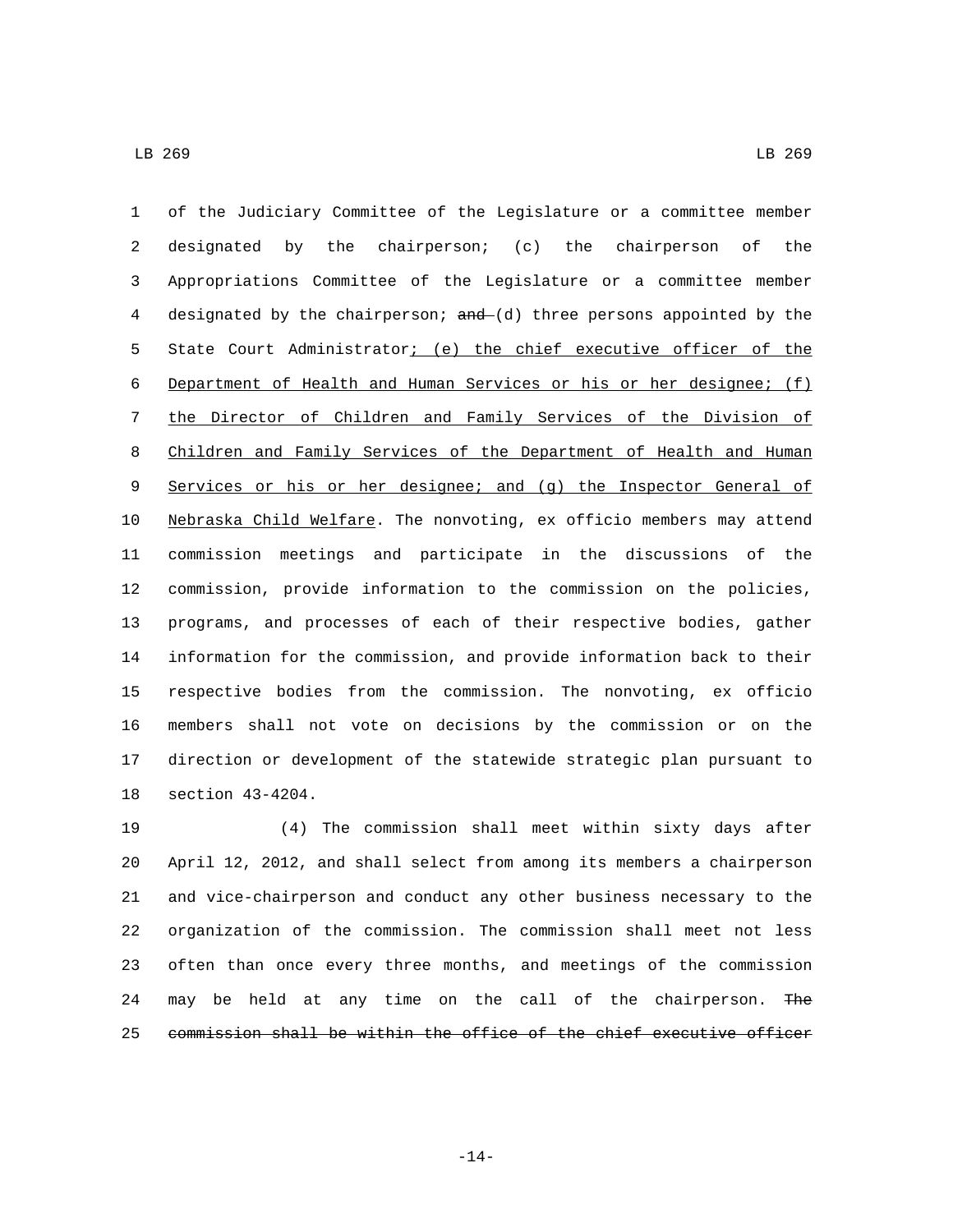of the Judiciary Committee of the Legislature or a committee member designated by the chairperson; (c) the chairperson of the Appropriations Committee of the Legislature or a committee member designated by the chairperson; ~~and~~ (d) three persons appointed by the State Court Administrator; (e) the chief executive officer of the Department of Health and Human Services or his or her designee; (f) the Director of Children and Family Services of the Division of Children and Family Services of the Department of Health and Human Services or his or her designee; and (g) the Inspector General of Nebraska Child Welfare. The nonvoting, ex officio members may attend commission meetings and participate in the discussions of the commission, provide information to the commission on the policies, programs, and processes of each of their respective bodies, gather information for the commission, and provide information back to their respective bodies from the commission. The nonvoting, ex officio members shall not vote on decisions by the commission or on the direction or development of the statewide strategic plan pursuant to section 43-4204.

(4) The commission shall meet within sixty days after April 12, 2012, and shall select from among its members a chairperson and vice-chairperson and conduct any other business necessary to the organization of the commission. The commission shall meet not less often than once every three months, and meetings of the commission may be held at any time on the call of the chairperson. ~~The commission shall be within the office of the chief executive officer~~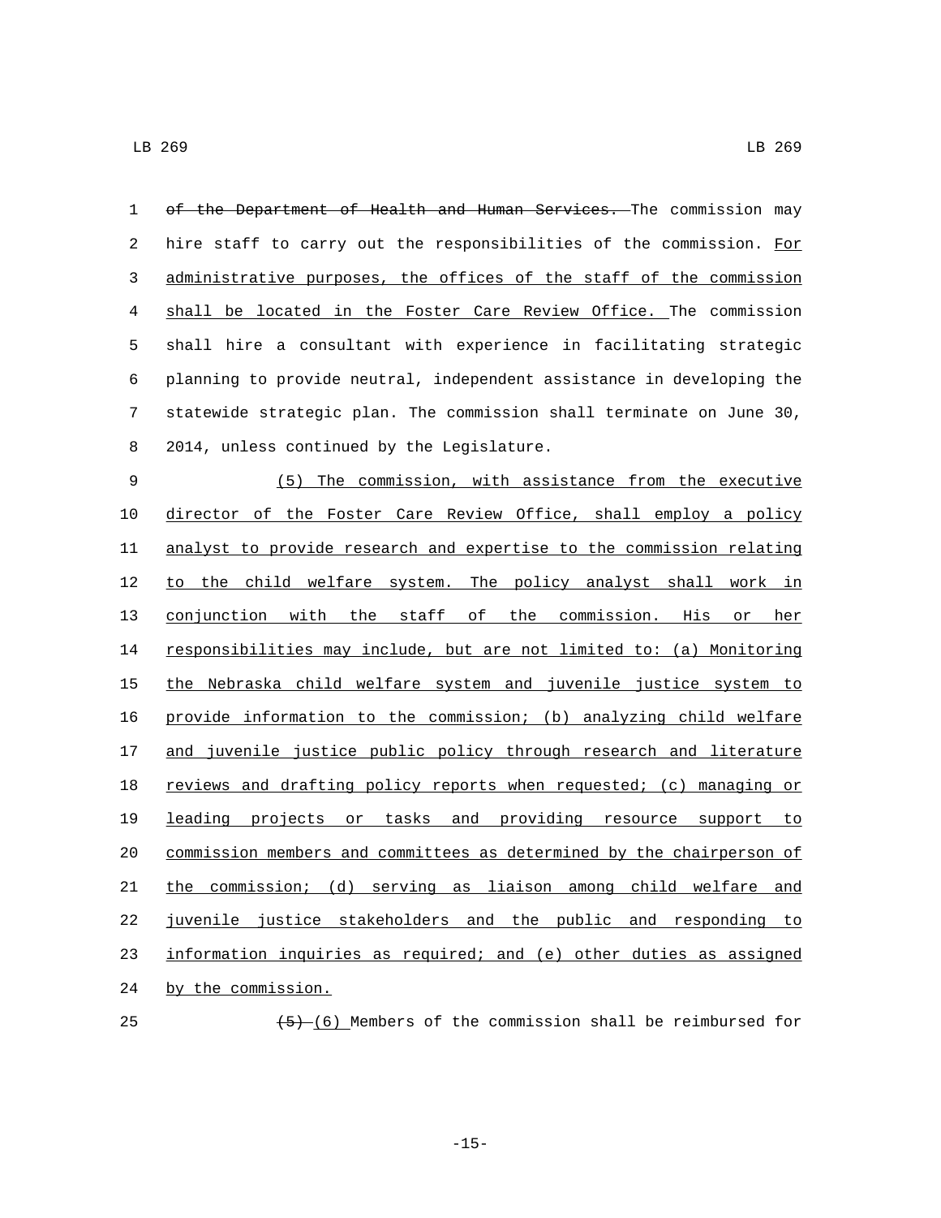~~of the Department of Health and Human Services.~~ The commission may hire staff to carry out the responsibilities of the commission. For administrative purposes, the offices of the staff of the commission shall be located in the Foster Care Review Office. The commission shall hire a consultant with experience in facilitating strategic planning to provide neutral, independent assistance in developing the statewide strategic plan. The commission shall terminate on June 30, 2014, unless continued by the Legislature.

(5) The commission, with assistance from the executive director of the Foster Care Review Office, shall employ a policy analyst to provide research and expertise to the commission relating to the child welfare system. The policy analyst shall work in conjunction with the staff of the commission. His or her responsibilities may include, but are not limited to: (a) Monitoring the Nebraska child welfare system and juvenile justice system to provide information to the commission; (b) analyzing child welfare and juvenile justice public policy through research and literature reviews and drafting policy reports when requested; (c) managing or leading projects or tasks and providing resource support to commission members and committees as determined by the chairperson of the commission; (d) serving as liaison among child welfare and juvenile justice stakeholders and the public and responding to information inquiries as required; and (e) other duties as assigned by the commission.

~~(5)~~ (6) Members of the commission shall be reimbursed for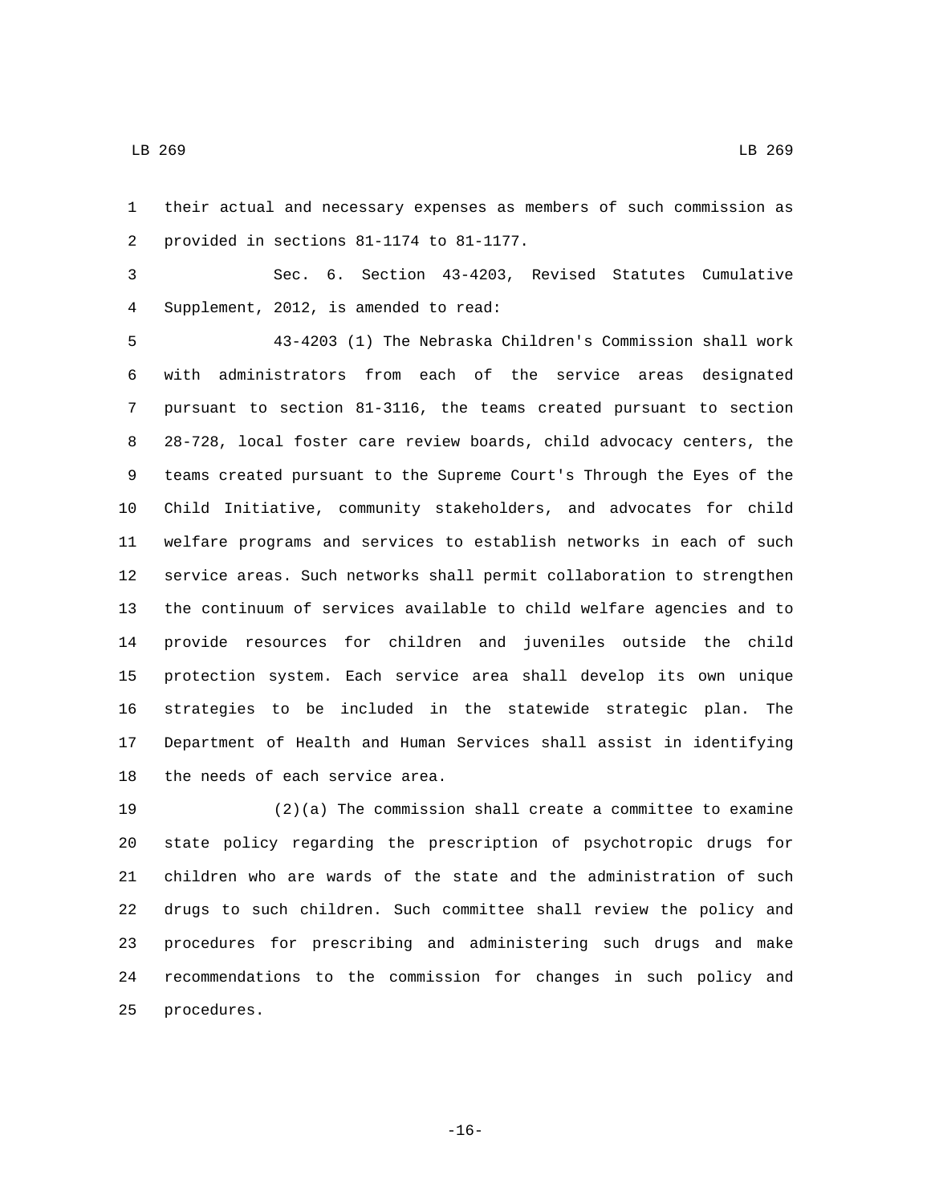their actual and necessary expenses as members of such commission as provided in sections 81-1174 to 81-1177.

Sec. 6. Section 43-4203, Revised Statutes Cumulative Supplement, 2012, is amended to read:

43-4203 (1) The Nebraska Children's Commission shall work with administrators from each of the service areas designated pursuant to section 81-3116, the teams created pursuant to section 28-728, local foster care review boards, child advocacy centers, the teams created pursuant to the Supreme Court's Through the Eyes of the Child Initiative, community stakeholders, and advocates for child welfare programs and services to establish networks in each of such service areas. Such networks shall permit collaboration to strengthen the continuum of services available to child welfare agencies and to provide resources for children and juveniles outside the child protection system. Each service area shall develop its own unique strategies to be included in the statewide strategic plan. The Department of Health and Human Services shall assist in identifying the needs of each service area.

(2)(a) The commission shall create a committee to examine state policy regarding the prescription of psychotropic drugs for children who are wards of the state and the administration of such drugs to such children. Such committee shall review the policy and procedures for prescribing and administering such drugs and make recommendations to the commission for changes in such policy and procedures.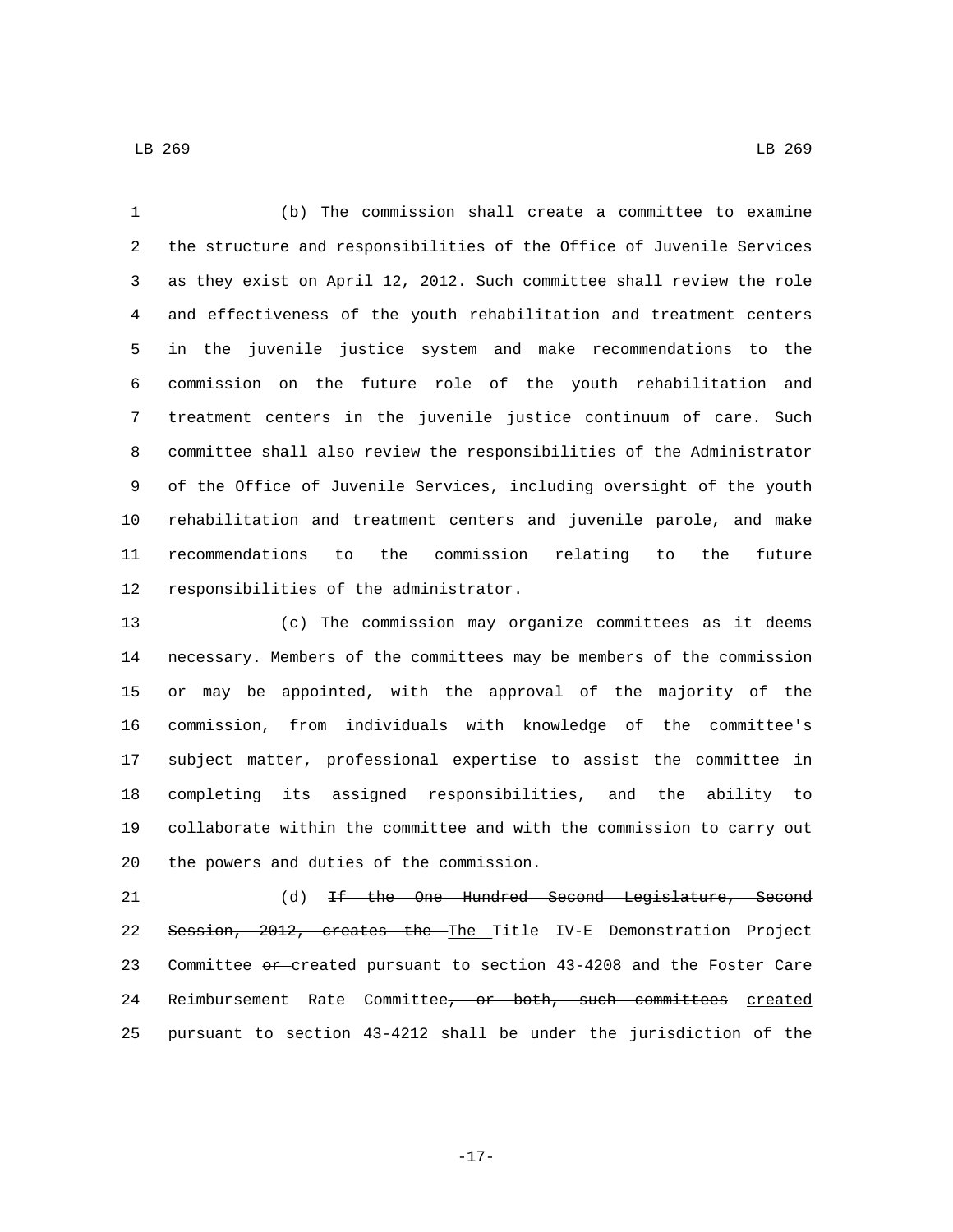(b) The commission shall create a committee to examine the structure and responsibilities of the Office of Juvenile Services as they exist on April 12, 2012. Such committee shall review the role and effectiveness of the youth rehabilitation and treatment centers in the juvenile justice system and make recommendations to the commission on the future role of the youth rehabilitation and treatment centers in the juvenile justice continuum of care. Such committee shall also review the responsibilities of the Administrator of the Office of Juvenile Services, including oversight of the youth rehabilitation and treatment centers and juvenile parole, and make recommendations to the commission relating to the future responsibilities of the administrator.

(c) The commission may organize committees as it deems necessary. Members of the committees may be members of the commission or may be appointed, with the approval of the majority of the commission, from individuals with knowledge of the committee's subject matter, professional expertise to assist the committee in completing its assigned responsibilities, and the ability to collaborate within the committee and with the commission to carry out the powers and duties of the commission.

(d) ~~If the One Hundred Second Legislature, Second Session, 2012, creates the~~ The Title IV-E Demonstration Project Committee ~~or~~ created pursuant to section 43-4208 and the Foster Care Reimbursement Rate Committee~~, or both, such committees~~ created pursuant to section 43-4212 shall be under the jurisdiction of the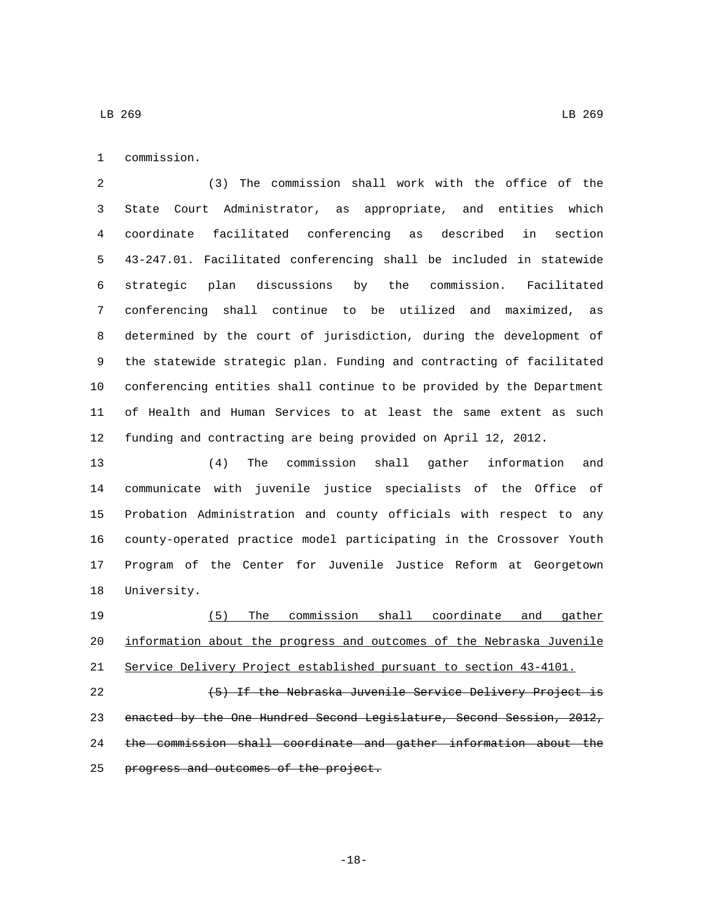commission.

(3) The commission shall work with the office of the State Court Administrator, as appropriate, and entities which coordinate facilitated conferencing as described in section 43-247.01. Facilitated conferencing shall be included in statewide strategic plan discussions by the commission. Facilitated conferencing shall continue to be utilized and maximized, as determined by the court of jurisdiction, during the development of the statewide strategic plan. Funding and contracting of facilitated conferencing entities shall continue to be provided by the Department of Health and Human Services to at least the same extent as such funding and contracting are being provided on April 12, 2012.

(4) The commission shall gather information and communicate with juvenile justice specialists of the Office of Probation Administration and county officials with respect to any county-operated practice model participating in the Crossover Youth Program of the Center for Juvenile Justice Reform at Georgetown University.

<u>(5) The commission shall coordinate and gather information about the progress and outcomes of the Nebraska Juvenile Service Delivery Project established pursuant to section 43-4101.</u>

~~(5) If the Nebraska Juvenile Service Delivery Project is enacted by the One Hundred Second Legislature, Second Session, 2012, the commission shall coordinate and gather information about the progress and outcomes of the project.~~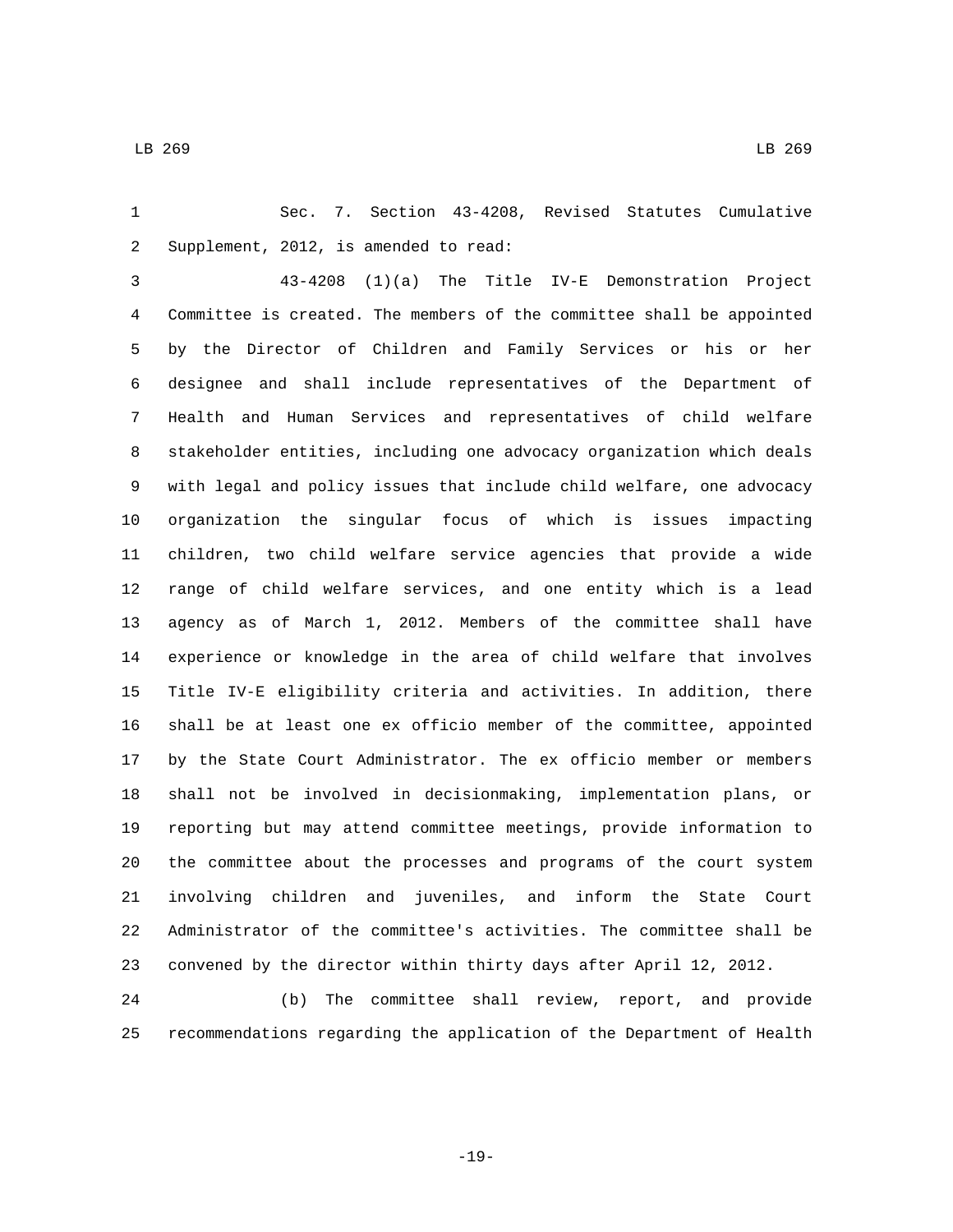Sec. 7. Section 43-4208, Revised Statutes Cumulative Supplement, 2012, is amended to read:

43-4208 (1)(a) The Title IV-E Demonstration Project Committee is created. The members of the committee shall be appointed by the Director of Children and Family Services or his or her designee and shall include representatives of the Department of Health and Human Services and representatives of child welfare stakeholder entities, including one advocacy organization which deals with legal and policy issues that include child welfare, one advocacy organization the singular focus of which is issues impacting children, two child welfare service agencies that provide a wide range of child welfare services, and one entity which is a lead agency as of March 1, 2012. Members of the committee shall have experience or knowledge in the area of child welfare that involves Title IV-E eligibility criteria and activities. In addition, there shall be at least one ex officio member of the committee, appointed by the State Court Administrator. The ex officio member or members shall not be involved in decisionmaking, implementation plans, or reporting but may attend committee meetings, provide information to the committee about the processes and programs of the court system involving children and juveniles, and inform the State Court Administrator of the committee's activities. The committee shall be convened by the director within thirty days after April 12, 2012.

(b) The committee shall review, report, and provide recommendations regarding the application of the Department of Health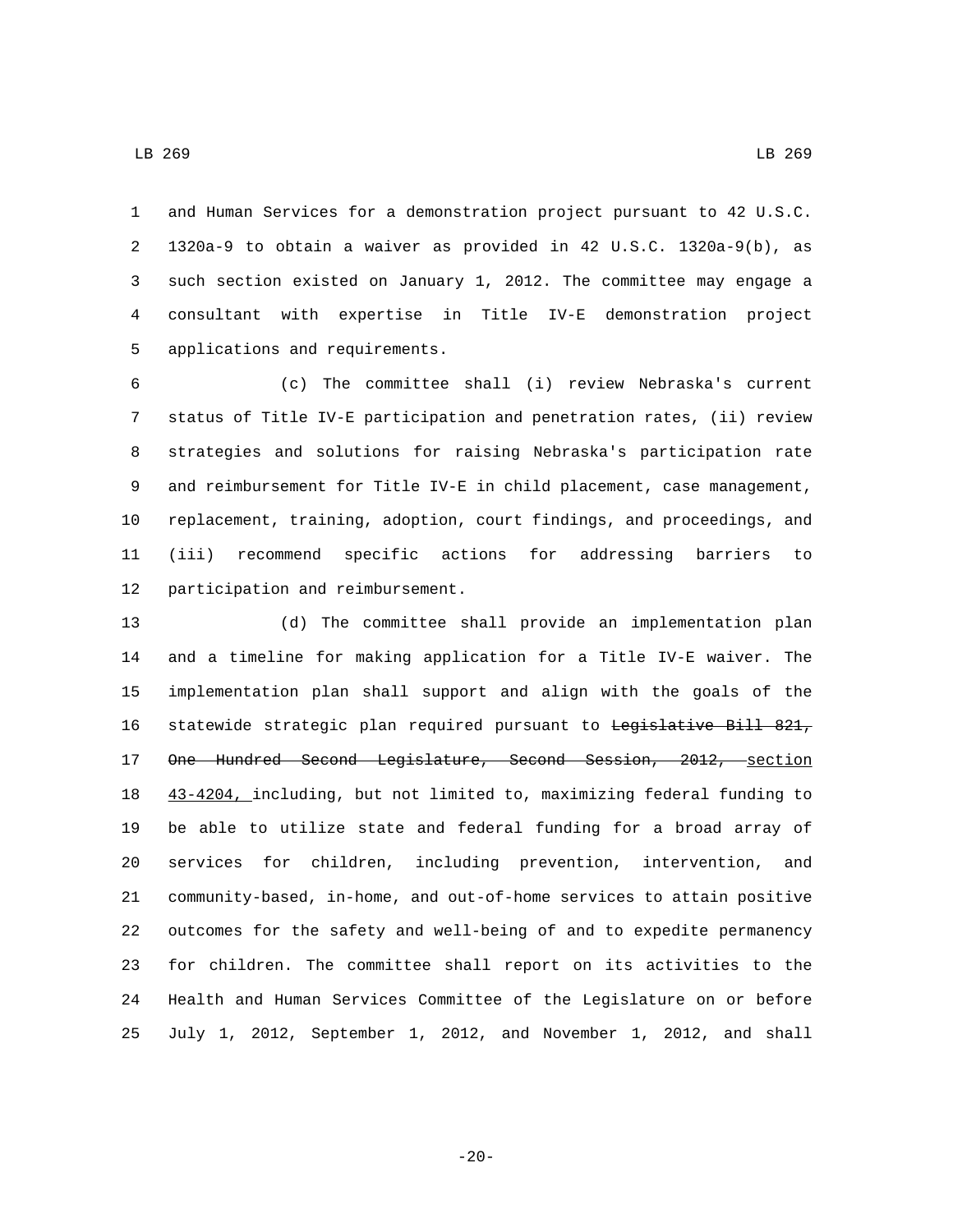and Human Services for a demonstration project pursuant to 42 U.S.C. 1320a-9 to obtain a waiver as provided in 42 U.S.C. 1320a-9(b), as such section existed on January 1, 2012. The committee may engage a consultant with expertise in Title IV-E demonstration project applications and requirements.

(c) The committee shall (i) review Nebraska's current status of Title IV-E participation and penetration rates, (ii) review strategies and solutions for raising Nebraska's participation rate and reimbursement for Title IV-E in child placement, case management, replacement, training, adoption, court findings, and proceedings, and (iii) recommend specific actions for addressing barriers to participation and reimbursement.

(d) The committee shall provide an implementation plan and a timeline for making application for a Title IV-E waiver. The implementation plan shall support and align with the goals of the statewide strategic plan required pursuant to ~~Legislative Bill 821, One Hundred Second Legislature, Second Session, 2012,~~ section 43-4204, including, but not limited to, maximizing federal funding to be able to utilize state and federal funding for a broad array of services for children, including prevention, intervention, and community-based, in-home, and out-of-home services to attain positive outcomes for the safety and well-being of and to expedite permanency for children. The committee shall report on its activities to the Health and Human Services Committee of the Legislature on or before July 1, 2012, September 1, 2012, and November 1, 2012, and shall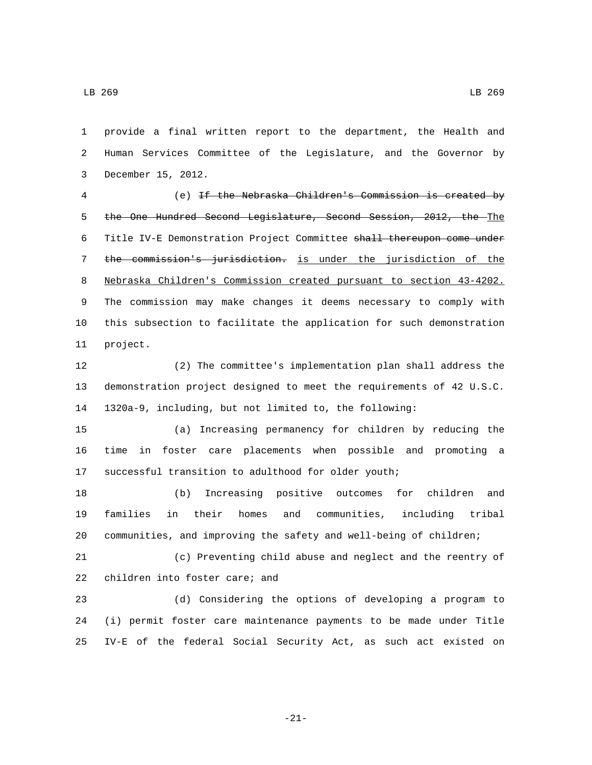provide a final written report to the department, the Health and Human Services Committee of the Legislature, and the Governor by December 15, 2012.

(e) ~~If the Nebraska Children's Commission is created by the One Hundred Second Legislature, Second Session, 2012, the~~ The Title IV-E Demonstration Project Committee ~~shall thereupon come under the commission's jurisdiction.~~ is under the jurisdiction of the Nebraska Children's Commission created pursuant to section 43-4202. The commission may make changes it deems necessary to comply with this subsection to facilitate the application for such demonstration project.

(2) The committee's implementation plan shall address the demonstration project designed to meet the requirements of 42 U.S.C. 1320a-9, including, but not limited to, the following:

(a) Increasing permanency for children by reducing the time in foster care placements when possible and promoting a successful transition to adulthood for older youth;

(b) Increasing positive outcomes for children and families in their homes and communities, including tribal communities, and improving the safety and well-being of children;

(c) Preventing child abuse and neglect and the reentry of children into foster care; and

(d) Considering the options of developing a program to (i) permit foster care maintenance payments to be made under Title IV-E of the federal Social Security Act, as such act existed on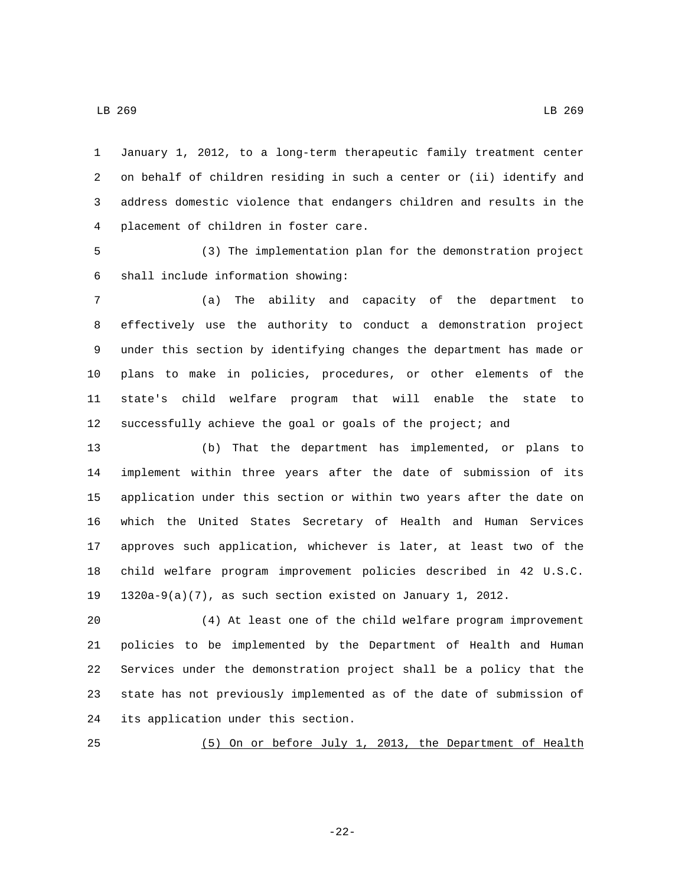January 1, 2012, to a long-term therapeutic family treatment center on behalf of children residing in such a center or (ii) identify and address domestic violence that endangers children and results in the placement of children in foster care.

(3) The implementation plan for the demonstration project shall include information showing:

(a) The ability and capacity of the department to effectively use the authority to conduct a demonstration project under this section by identifying changes the department has made or plans to make in policies, procedures, or other elements of the state's child welfare program that will enable the state to successfully achieve the goal or goals of the project; and

(b) That the department has implemented, or plans to implement within three years after the date of submission of its application under this section or within two years after the date on which the United States Secretary of Health and Human Services approves such application, whichever is later, at least two of the child welfare program improvement policies described in 42 U.S.C. 1320a-9(a)(7), as such section existed on January 1, 2012.

(4) At least one of the child welfare program improvement policies to be implemented by the Department of Health and Human Services under the demonstration project shall be a policy that the state has not previously implemented as of the date of submission of its application under this section.

<u>(5) On or before July 1, 2013, the Department of Health</u>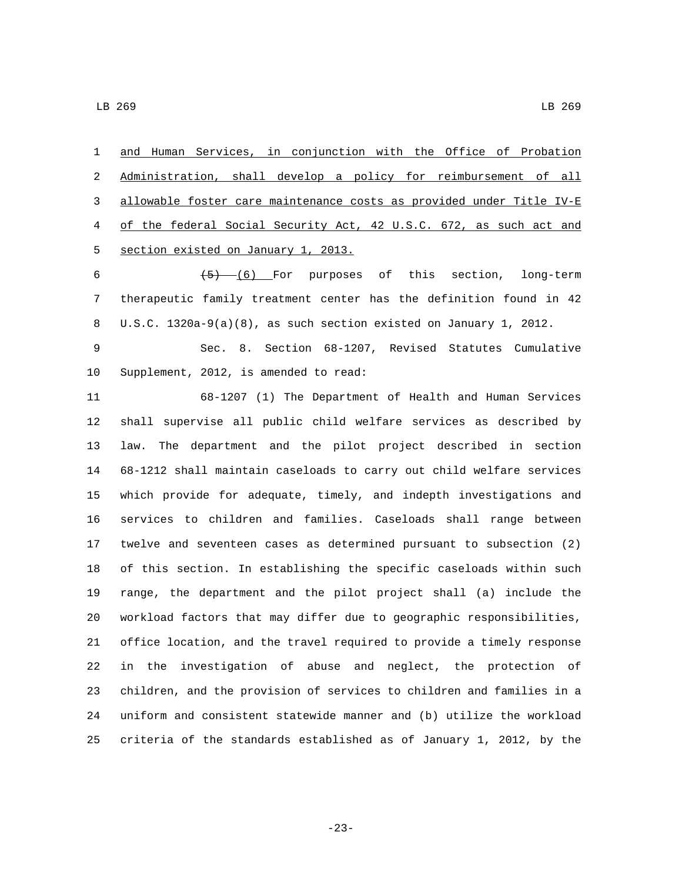and Human Services, in conjunction with the Office of Probation Administration, shall develop a policy for reimbursement of all allowable foster care maintenance costs as provided under Title IV-E of the federal Social Security Act, 42 U.S.C. 672, as such act and section existed on January 1, 2013.

~~(5)~~ (6) For purposes of this section, long-term therapeutic family treatment center has the definition found in 42 U.S.C. 1320a-9(a)(8), as such section existed on January 1, 2012.

Sec. 8. Section 68-1207, Revised Statutes Cumulative Supplement, 2012, is amended to read:

68-1207 (1) The Department of Health and Human Services shall supervise all public child welfare services as described by law. The department and the pilot project described in section 68-1212 shall maintain caseloads to carry out child welfare services which provide for adequate, timely, and indepth investigations and services to children and families. Caseloads shall range between twelve and seventeen cases as determined pursuant to subsection (2) of this section. In establishing the specific caseloads within such range, the department and the pilot project shall (a) include the workload factors that may differ due to geographic responsibilities, office location, and the travel required to provide a timely response in the investigation of abuse and neglect, the protection of children, and the provision of services to children and families in a uniform and consistent statewide manner and (b) utilize the workload criteria of the standards established as of January 1, 2012, by the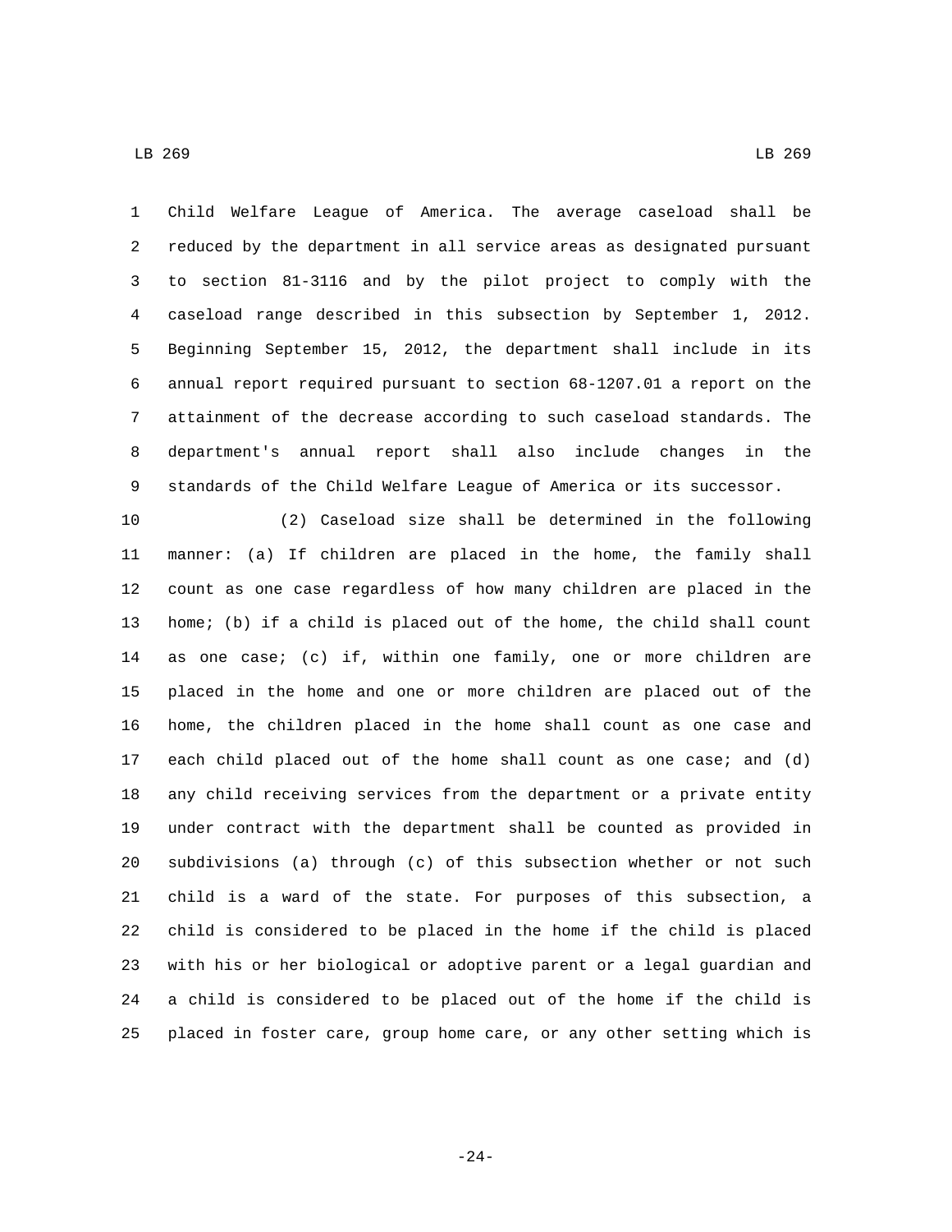Child Welfare League of America. The average caseload shall be reduced by the department in all service areas as designated pursuant to section 81-3116 and by the pilot project to comply with the caseload range described in this subsection by September 1, 2012. Beginning September 15, 2012, the department shall include in its annual report required pursuant to section 68-1207.01 a report on the attainment of the decrease according to such caseload standards. The department's annual report shall also include changes in the standards of the Child Welfare League of America or its successor.

(2) Caseload size shall be determined in the following manner: (a) If children are placed in the home, the family shall count as one case regardless of how many children are placed in the home; (b) if a child is placed out of the home, the child shall count as one case; (c) if, within one family, one or more children are placed in the home and one or more children are placed out of the home, the children placed in the home shall count as one case and each child placed out of the home shall count as one case; and (d) any child receiving services from the department or a private entity under contract with the department shall be counted as provided in subdivisions (a) through (c) of this subsection whether or not such child is a ward of the state. For purposes of this subsection, a child is considered to be placed in the home if the child is placed with his or her biological or adoptive parent or a legal guardian and a child is considered to be placed out of the home if the child is placed in foster care, group home care, or any other setting which is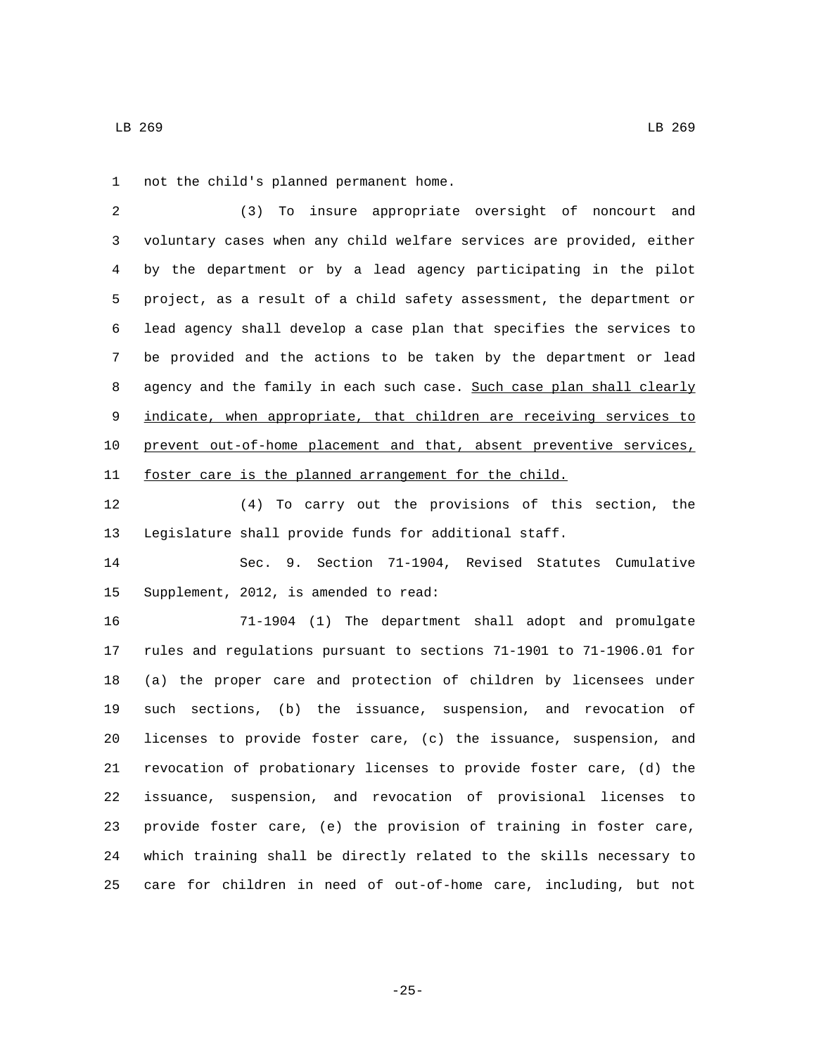not the child's planned permanent home.

(3) To insure appropriate oversight of noncourt and voluntary cases when any child welfare services are provided, either by the department or by a lead agency participating in the pilot project, as a result of a child safety assessment, the department or lead agency shall develop a case plan that specifies the services to be provided and the actions to be taken by the department or lead agency and the family in each such case. <u>Such case plan shall clearly indicate, when appropriate, that children are receiving services to prevent out-of-home placement and that, absent preventive services, foster care is the planned arrangement for the child.</u>

(4) To carry out the provisions of this section, the Legislature shall provide funds for additional staff.

Sec. 9. Section 71-1904, Revised Statutes Cumulative Supplement, 2012, is amended to read:

71-1904 (1) The department shall adopt and promulgate rules and regulations pursuant to sections 71-1901 to 71-1906.01 for (a) the proper care and protection of children by licensees under such sections, (b) the issuance, suspension, and revocation of licenses to provide foster care, (c) the issuance, suspension, and revocation of probationary licenses to provide foster care, (d) the issuance, suspension, and revocation of provisional licenses to provide foster care, (e) the provision of training in foster care, which training shall be directly related to the skills necessary to care for children in need of out-of-home care, including, but not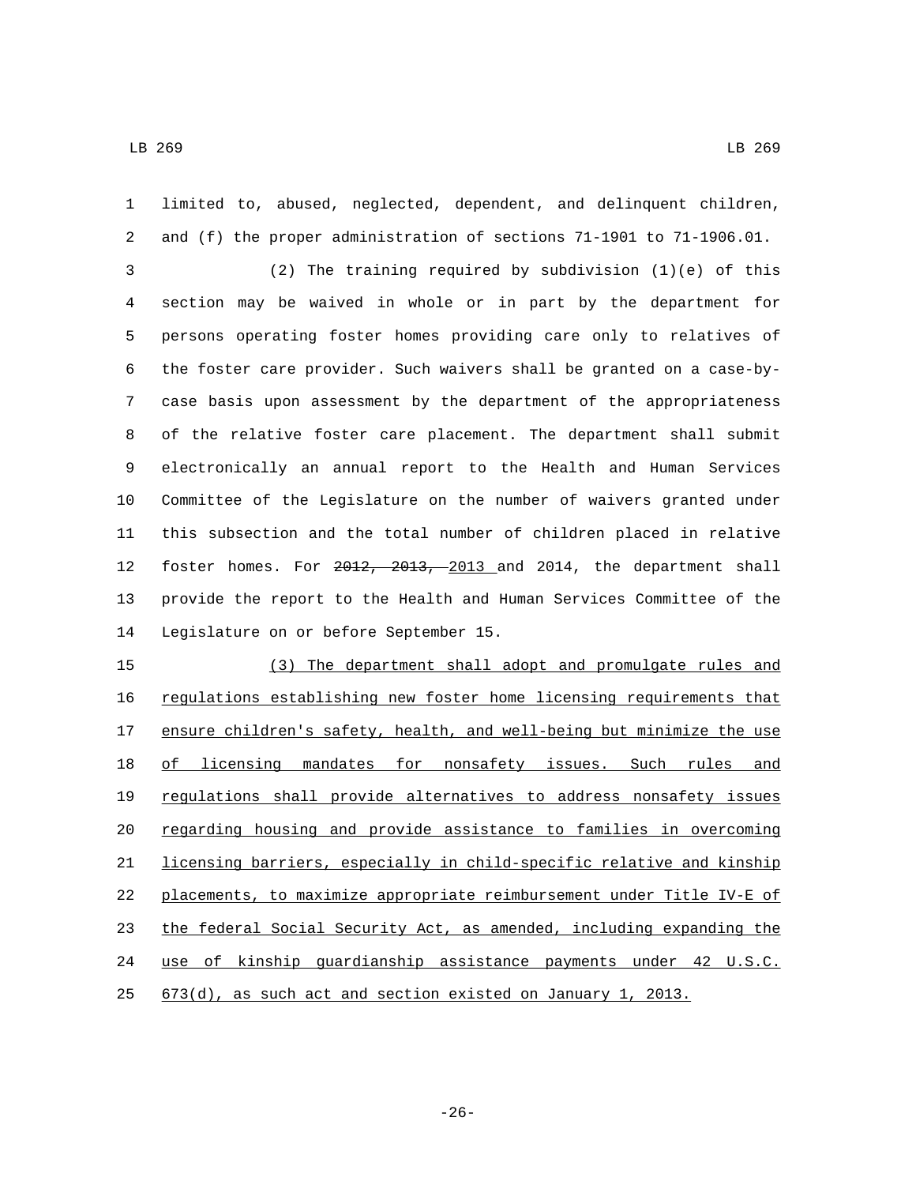limited to, abused, neglected, dependent, and delinquent children, and (f) the proper administration of sections 71-1901 to 71-1906.01.

(2) The training required by subdivision (1)(e) of this section may be waived in whole or in part by the department for persons operating foster homes providing care only to relatives of the foster care provider. Such waivers shall be granted on a case-by-case basis upon assessment by the department of the appropriateness of the relative foster care placement. The department shall submit electronically an annual report to the Health and Human Services Committee of the Legislature on the number of waivers granted under this subsection and the total number of children placed in relative foster homes. For ~~2012, 2013,~~ <u>2013</u> and 2014, the department shall provide the report to the Health and Human Services Committee of the Legislature on or before September 15.

<u>(3) The department shall adopt and promulgate rules and regulations establishing new foster home licensing requirements that ensure children's safety, health, and well-being but minimize the use of licensing mandates for nonsafety issues. Such rules and regulations shall provide alternatives to address nonsafety issues regarding housing and provide assistance to families in overcoming licensing barriers, especially in child-specific relative and kinship placements, to maximize appropriate reimbursement under Title IV-E of the federal Social Security Act, as amended, including expanding the use of kinship guardianship assistance payments under 42 U.S.C. 673(d), as such act and section existed on January 1, 2013.</u>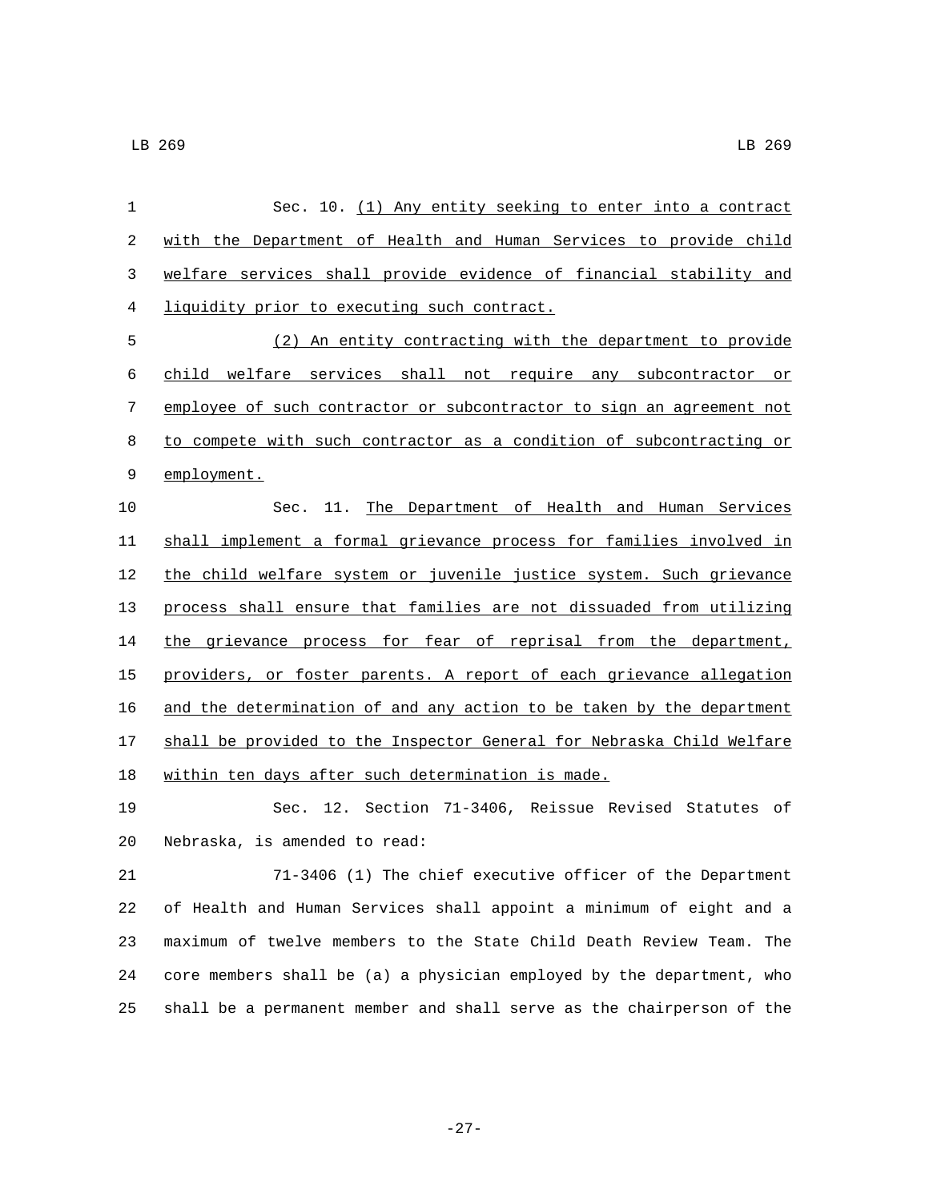Sec. 10. (1) Any entity seeking to enter into a contract with the Department of Health and Human Services to provide child welfare services shall provide evidence of financial stability and liquidity prior to executing such contract.

(2) An entity contracting with the department to provide child welfare services shall not require any subcontractor or employee of such contractor or subcontractor to sign an agreement not to compete with such contractor as a condition of subcontracting or employment.

Sec. 11. The Department of Health and Human Services shall implement a formal grievance process for families involved in the child welfare system or juvenile justice system. Such grievance process shall ensure that families are not dissuaded from utilizing the grievance process for fear of reprisal from the department, providers, or foster parents. A report of each grievance allegation and the determination of and any action to be taken by the department shall be provided to the Inspector General for Nebraska Child Welfare within ten days after such determination is made.

Sec. 12. Section 71-3406, Reissue Revised Statutes of Nebraska, is amended to read:

71-3406 (1) The chief executive officer of the Department of Health and Human Services shall appoint a minimum of eight and a maximum of twelve members to the State Child Death Review Team. The core members shall be (a) a physician employed by the department, who shall be a permanent member and shall serve as the chairperson of the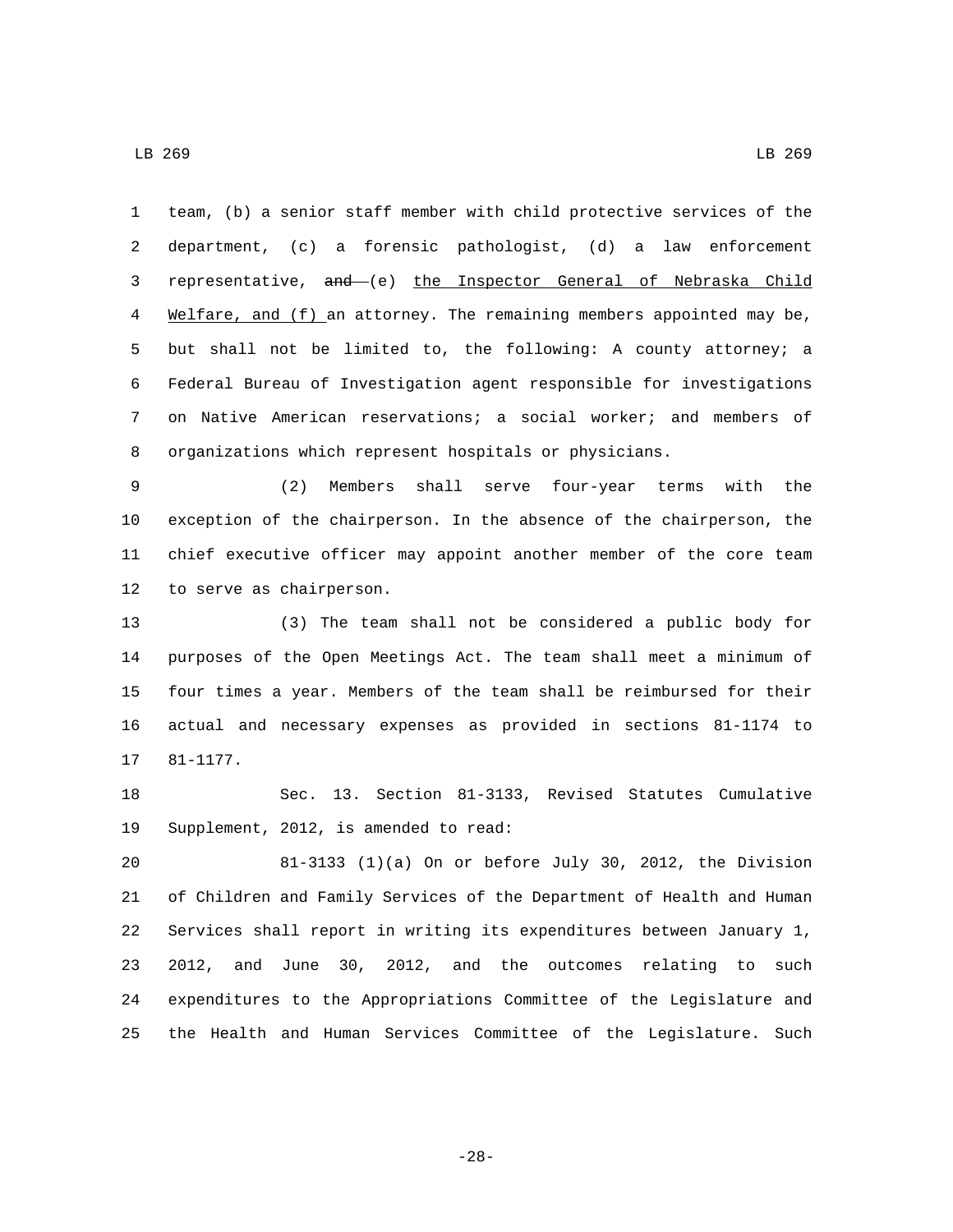team, (b) a senior staff member with child protective services of the department, (c) a forensic pathologist, (d) a law enforcement representative, ~~and~~ (e) the Inspector General of Nebraska Child Welfare, and (f) an attorney. The remaining members appointed may be, but shall not be limited to, the following: A county attorney; a Federal Bureau of Investigation agent responsible for investigations on Native American reservations; a social worker; and members of organizations which represent hospitals or physicians.

(2) Members shall serve four-year terms with the exception of the chairperson. In the absence of the chairperson, the chief executive officer may appoint another member of the core team to serve as chairperson.

(3) The team shall not be considered a public body for purposes of the Open Meetings Act. The team shall meet a minimum of four times a year. Members of the team shall be reimbursed for their actual and necessary expenses as provided in sections 81-1174 to 81-1177.

Sec. 13. Section 81-3133, Revised Statutes Cumulative Supplement, 2012, is amended to read:

81-3133 (1)(a) On or before July 30, 2012, the Division of Children and Family Services of the Department of Health and Human Services shall report in writing its expenditures between January 1, 2012, and June 30, 2012, and the outcomes relating to such expenditures to the Appropriations Committee of the Legislature and the Health and Human Services Committee of the Legislature. Such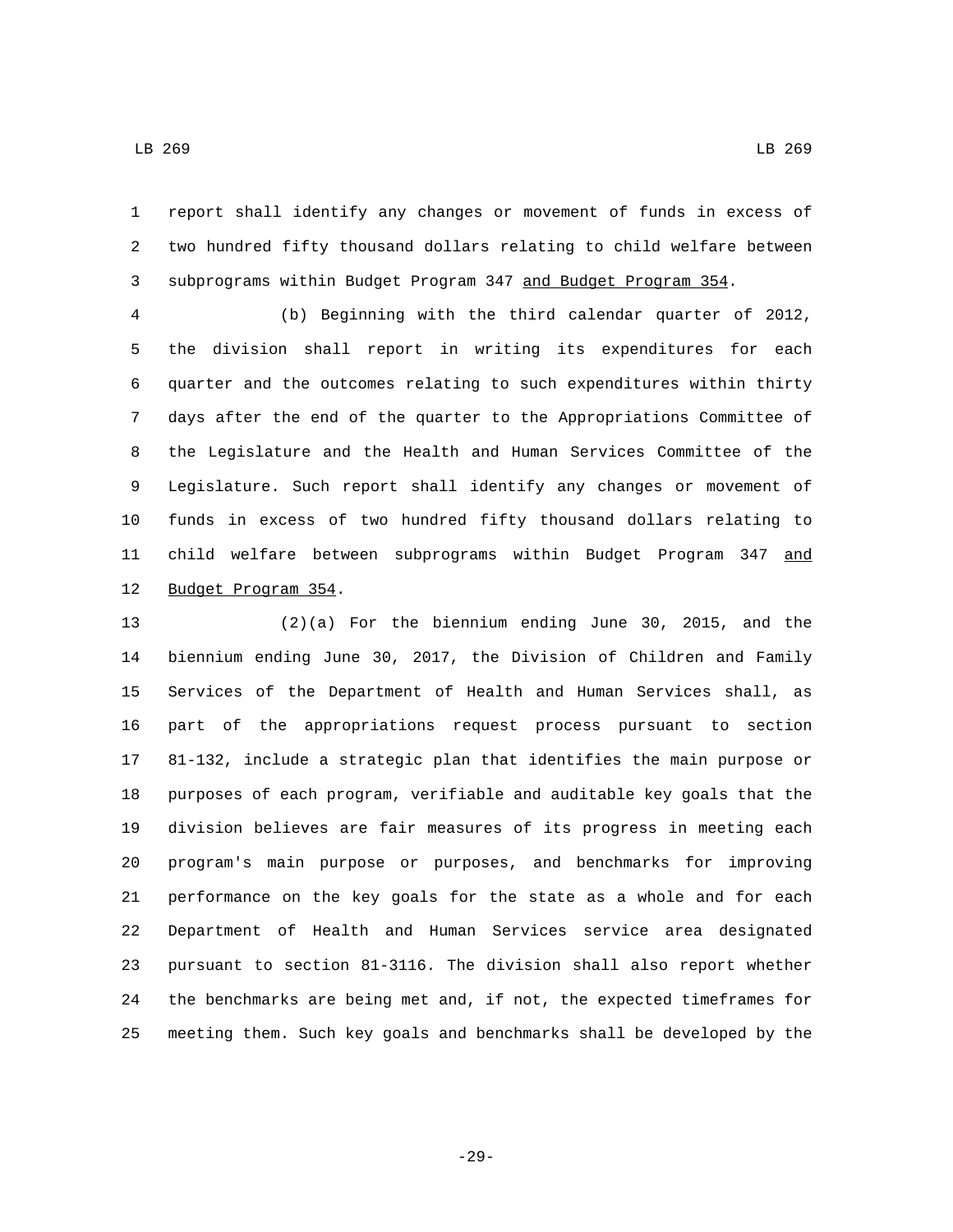report shall identify any changes or movement of funds in excess of two hundred fifty thousand dollars relating to child welfare between subprograms within Budget Program 347 <u>and Budget Program 354</u>.

(b) Beginning with the third calendar quarter of 2012, the division shall report in writing its expenditures for each quarter and the outcomes relating to such expenditures within thirty days after the end of the quarter to the Appropriations Committee of the Legislature and the Health and Human Services Committee of the Legislature. Such report shall identify any changes or movement of funds in excess of two hundred fifty thousand dollars relating to child welfare between subprograms within Budget Program 347 <u>and Budget Program 354</u>.

(2)(a) For the biennium ending June 30, 2015, and the biennium ending June 30, 2017, the Division of Children and Family Services of the Department of Health and Human Services shall, as part of the appropriations request process pursuant to section 81-132, include a strategic plan that identifies the main purpose or purposes of each program, verifiable and auditable key goals that the division believes are fair measures of its progress in meeting each program's main purpose or purposes, and benchmarks for improving performance on the key goals for the state as a whole and for each Department of Health and Human Services service area designated pursuant to section 81-3116. The division shall also report whether the benchmarks are being met and, if not, the expected timeframes for meeting them. Such key goals and benchmarks shall be developed by the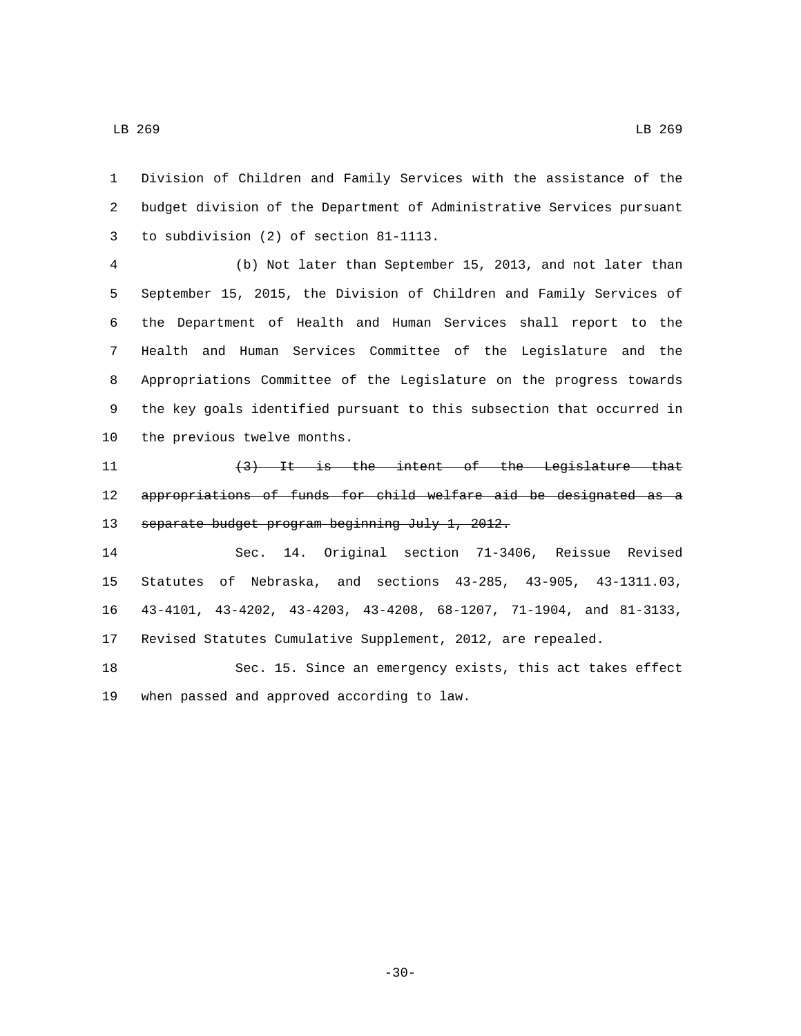Division of Children and Family Services with the assistance of the budget division of the Department of Administrative Services pursuant to subdivision (2) of section 81-1113.

(b) Not later than September 15, 2013, and not later than September 15, 2015, the Division of Children and Family Services of the Department of Health and Human Services shall report to the Health and Human Services Committee of the Legislature and the Appropriations Committee of the Legislature on the progress towards the key goals identified pursuant to this subsection that occurred in the previous twelve months.

~~(3) It is the intent of the Legislature that appropriations of funds for child welfare aid be designated as a separate budget program beginning July 1, 2012.~~

Sec. 14. Original section 71-3406, Reissue Revised Statutes of Nebraska, and sections 43-285, 43-905, 43-1311.03, 43-4101, 43-4202, 43-4203, 43-4208, 68-1207, 71-1904, and 81-3133, Revised Statutes Cumulative Supplement, 2012, are repealed.

Sec. 15. Since an emergency exists, this act takes effect when passed and approved according to law.